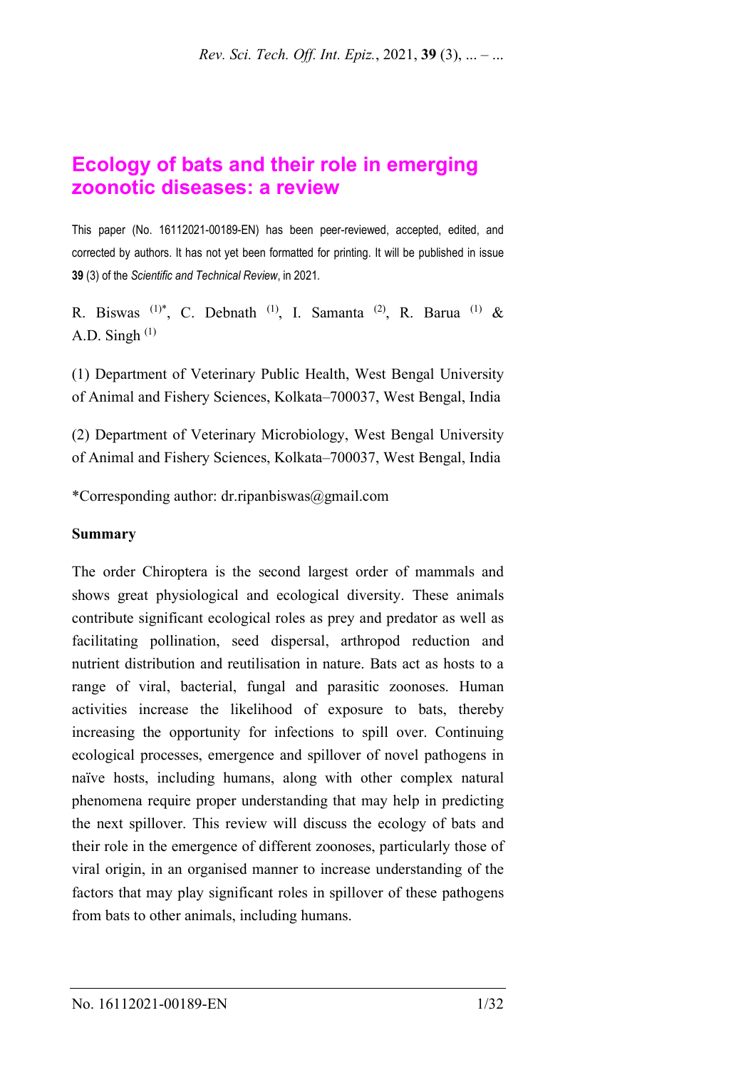# Ecology of bats and their role in emerging zoonotic diseases: a review

This paper (No. 16112021-00189-EN) has been peer-reviewed, accepted, edited, and corrected by authors. It has not yet been formatted for printing. It will be published in issue **39** (3) of the *Scientific and Technical Review*, in 2021.

R. Biswas [1]*, C. Debnath [1], I. Samanta [2], R. Barua [1] & A.D. Singh [1]

(1) Department of Veterinary Public Health, West Bengal University of Animal and Fishery Sciences, Kolkata–700037, West Bengal, India

(2) Department of Veterinary Microbiology, West Bengal University of Animal and Fishery Sciences, Kolkata–700037, West Bengal, India

*Corresponding author: dr.ripanbiswas@gmail.com

**Summary**

The order Chiroptera is the second largest order of mammals and shows great physiological and ecological diversity. These animals contribute significant ecological roles as prey and predator as well as facilitating pollination, seed dispersal, arthropod reduction and nutrient distribution and reutilisation in nature. Bats act as hosts to a range of viral, bacterial, fungal and parasitic zoonoses. Human activities increase the likelihood of exposure to bats, thereby increasing the opportunity for infections to spill over. Continuing ecological processes, emergence and spillover of novel pathogens in naïve hosts, including humans, along with other complex natural phenomena require proper understanding that may help in predicting the next spillover. This review will discuss the ecology of bats and their role in the emergence of different zoonoses, particularly those of viral origin, in an organised manner to increase understanding of the factors that may play significant roles in spillover of these pathogens from bats to other animals, including humans.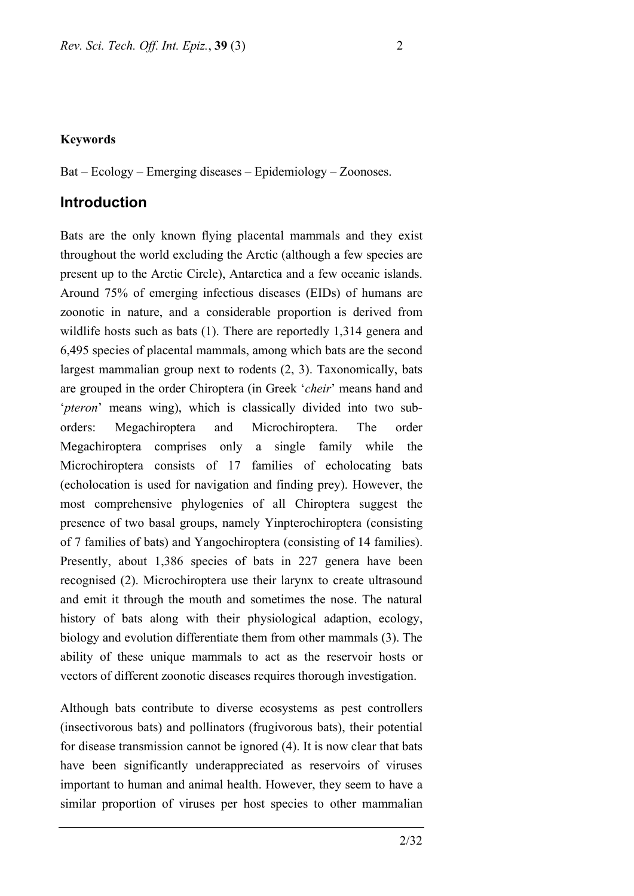**Keywords**

Bat – Ecology – Emerging diseases – Epidemiology – Zoonoses.

## Introduction

Bats are the only known flying placental mammals and they exist throughout the world excluding the Arctic (although a few species are present up to the Arctic Circle), Antarctica and a few oceanic islands. Around 75% of emerging infectious diseases (EIDs) of humans are zoonotic in nature, and a considerable proportion is derived from wildlife hosts such as bats (1). There are reportedly 1,314 genera and 6,495 species of placental mammals, among which bats are the second largest mammalian group next to rodents (2, 3). Taxonomically, bats are grouped in the order Chiroptera (in Greek '*cheir*' means hand and '*pteron*' means wing), which is classically divided into two sub-orders: Megachiroptera and Microchiroptera. The order Megachiroptera comprises only a single family while the Microchiroptera consists of 17 families of echolocating bats (echolocation is used for navigation and finding prey). However, the most comprehensive phylogenies of all Chiroptera suggest the presence of two basal groups, namely Yinpterochiroptera (consisting of 7 families of bats) and Yangochiroptera (consisting of 14 families). Presently, about 1,386 species of bats in 227 genera have been recognised (2). Microchiroptera use their larynx to create ultrasound and emit it through the mouth and sometimes the nose. The natural history of bats along with their physiological adaption, ecology, biology and evolution differentiate them from other mammals (3). The ability of these unique mammals to act as the reservoir hosts or vectors of different zoonotic diseases requires thorough investigation.

Although bats contribute to diverse ecosystems as pest controllers (insectivorous bats) and pollinators (frugivorous bats), their potential for disease transmission cannot be ignored (4). It is now clear that bats have been significantly underappreciated as reservoirs of viruses important to human and animal health. However, they seem to have a similar proportion of viruses per host species to other mammalian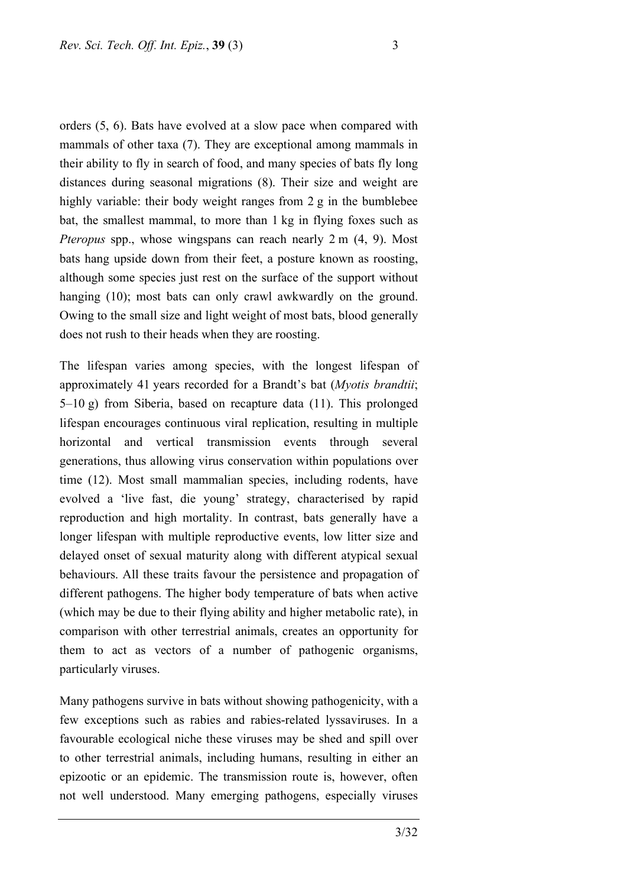orders (5, 6). Bats have evolved at a slow pace when compared with mammals of other taxa (7). They are exceptional among mammals in their ability to fly in search of food, and many species of bats fly long distances during seasonal migrations (8). Their size and weight are highly variable: their body weight ranges from 2 g in the bumblebee bat, the smallest mammal, to more than 1 kg in flying foxes such as *Pteropus* spp., whose wingspans can reach nearly 2 m (4, 9). Most bats hang upside down from their feet, a posture known as roosting, although some species just rest on the surface of the support without hanging (10); most bats can only crawl awkwardly on the ground. Owing to the small size and light weight of most bats, blood generally does not rush to their heads when they are roosting.

The lifespan varies among species, with the longest lifespan of approximately 41 years recorded for a Brandt's bat (*Myotis brandtii*; 5–10 g) from Siberia, based on recapture data (11). This prolonged lifespan encourages continuous viral replication, resulting in multiple horizontal and vertical transmission events through several generations, thus allowing virus conservation within populations over time (12). Most small mammalian species, including rodents, have evolved a 'live fast, die young' strategy, characterised by rapid reproduction and high mortality. In contrast, bats generally have a longer lifespan with multiple reproductive events, low litter size and delayed onset of sexual maturity along with different atypical sexual behaviours. All these traits favour the persistence and propagation of different pathogens. The higher body temperature of bats when active (which may be due to their flying ability and higher metabolic rate), in comparison with other terrestrial animals, creates an opportunity for them to act as vectors of a number of pathogenic organisms, particularly viruses.

Many pathogens survive in bats without showing pathogenicity, with a few exceptions such as rabies and rabies-related lyssaviruses. In a favourable ecological niche these viruses may be shed and spill over to other terrestrial animals, including humans, resulting in either an epizootic or an epidemic. The transmission route is, however, often not well understood. Many emerging pathogens, especially viruses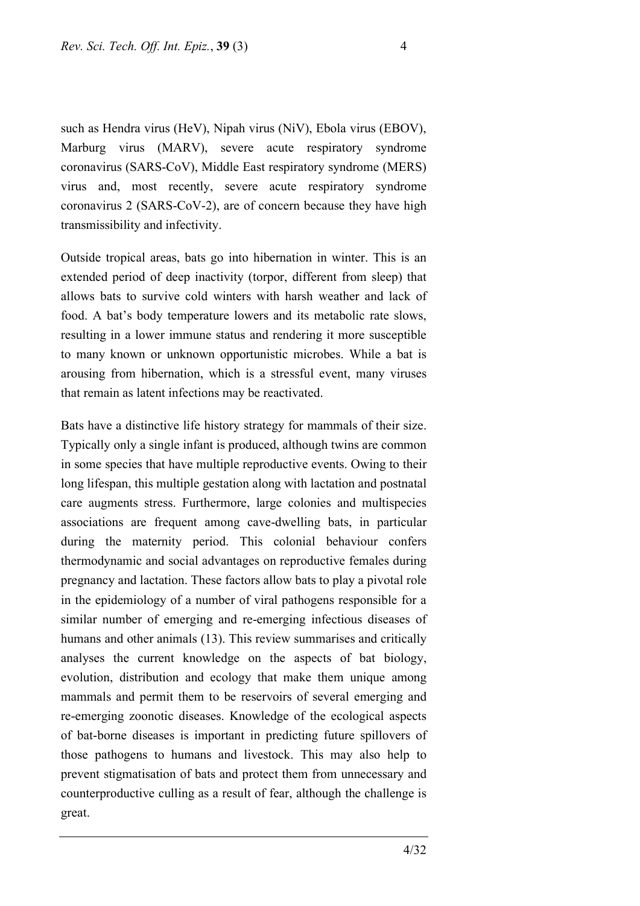such as Hendra virus (HeV), Nipah virus (NiV), Ebola virus (EBOV), Marburg virus (MARV), severe acute respiratory syndrome coronavirus (SARS-CoV), Middle East respiratory syndrome (MERS) virus and, most recently, severe acute respiratory syndrome coronavirus 2 (SARS-CoV-2), are of concern because they have high transmissibility and infectivity.

Outside tropical areas, bats go into hibernation in winter. This is an extended period of deep inactivity (torpor, different from sleep) that allows bats to survive cold winters with harsh weather and lack of food. A bat's body temperature lowers and its metabolic rate slows, resulting in a lower immune status and rendering it more susceptible to many known or unknown opportunistic microbes. While a bat is arousing from hibernation, which is a stressful event, many viruses that remain as latent infections may be reactivated.

Bats have a distinctive life history strategy for mammals of their size. Typically only a single infant is produced, although twins are common in some species that have multiple reproductive events. Owing to their long lifespan, this multiple gestation along with lactation and postnatal care augments stress. Furthermore, large colonies and multispecies associations are frequent among cave-dwelling bats, in particular during the maternity period. This colonial behaviour confers thermodynamic and social advantages on reproductive females during pregnancy and lactation. These factors allow bats to play a pivotal role in the epidemiology of a number of viral pathogens responsible for a similar number of emerging and re-emerging infectious diseases of humans and other animals (13). This review summarises and critically analyses the current knowledge on the aspects of bat biology, evolution, distribution and ecology that make them unique among mammals and permit them to be reservoirs of several emerging and re-emerging zoonotic diseases. Knowledge of the ecological aspects of bat-borne diseases is important in predicting future spillovers of those pathogens to humans and livestock. This may also help to prevent stigmatisation of bats and protect them from unnecessary and counterproductive culling as a result of fear, although the challenge is great.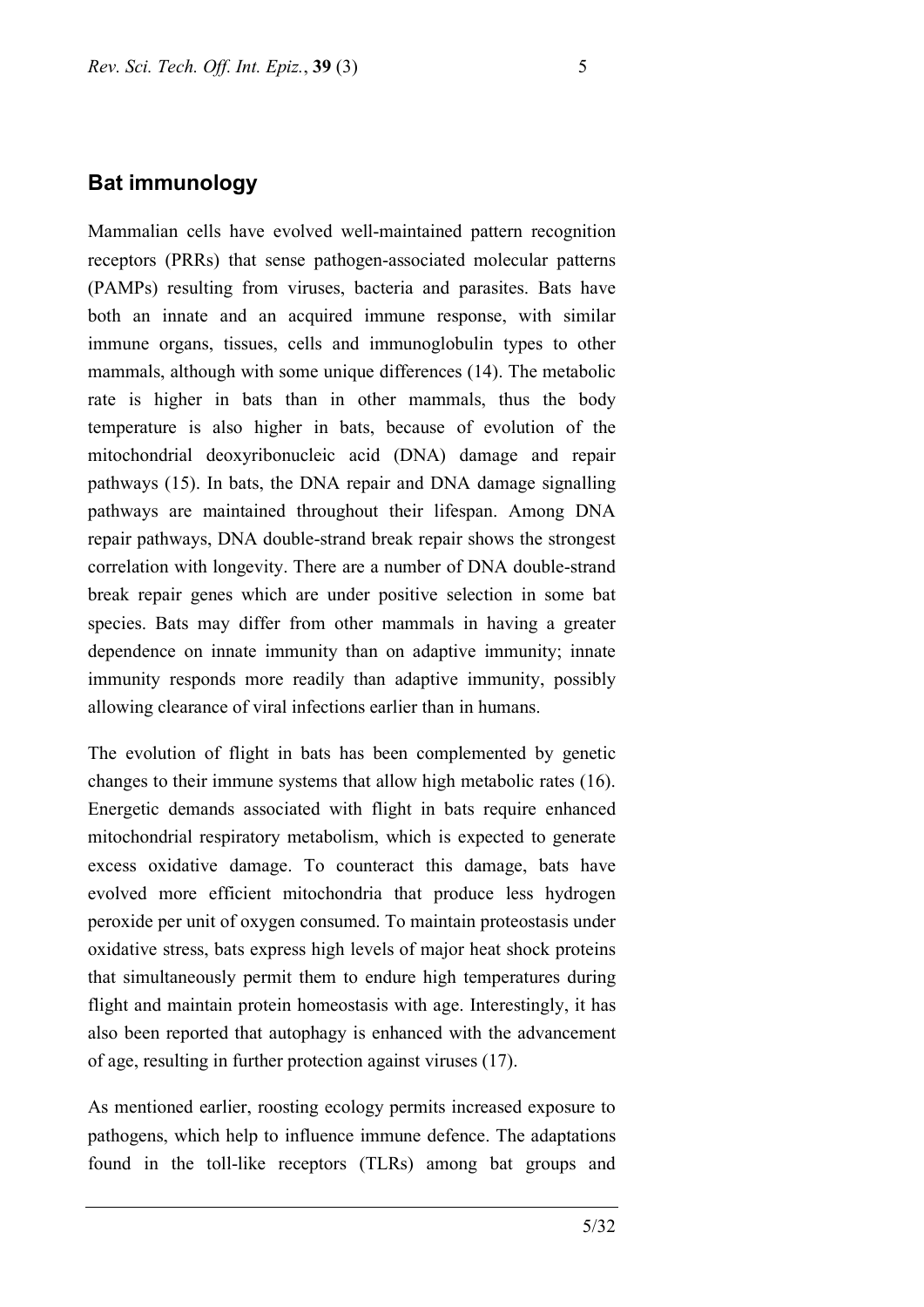## Bat immunology

Mammalian cells have evolved well-maintained pattern recognition receptors (PRRs) that sense pathogen-associated molecular patterns (PAMPs) resulting from viruses, bacteria and parasites. Bats have both an innate and an acquired immune response, with similar immune organs, tissues, cells and immunoglobulin types to other mammals, although with some unique differences (14). The metabolic rate is higher in bats than in other mammals, thus the body temperature is also higher in bats, because of evolution of the mitochondrial deoxyribonucleic acid (DNA) damage and repair pathways (15). In bats, the DNA repair and DNA damage signalling pathways are maintained throughout their lifespan. Among DNA repair pathways, DNA double-strand break repair shows the strongest correlation with longevity. There are a number of DNA double-strand break repair genes which are under positive selection in some bat species. Bats may differ from other mammals in having a greater dependence on innate immunity than on adaptive immunity; innate immunity responds more readily than adaptive immunity, possibly allowing clearance of viral infections earlier than in humans.

The evolution of flight in bats has been complemented by genetic changes to their immune systems that allow high metabolic rates (16). Energetic demands associated with flight in bats require enhanced mitochondrial respiratory metabolism, which is expected to generate excess oxidative damage. To counteract this damage, bats have evolved more efficient mitochondria that produce less hydrogen peroxide per unit of oxygen consumed. To maintain proteostasis under oxidative stress, bats express high levels of major heat shock proteins that simultaneously permit them to endure high temperatures during flight and maintain protein homeostasis with age. Interestingly, it has also been reported that autophagy is enhanced with the advancement of age, resulting in further protection against viruses (17).

As mentioned earlier, roosting ecology permits increased exposure to pathogens, which help to influence immune defence. The adaptations found in the toll-like receptors (TLRs) among bat groups and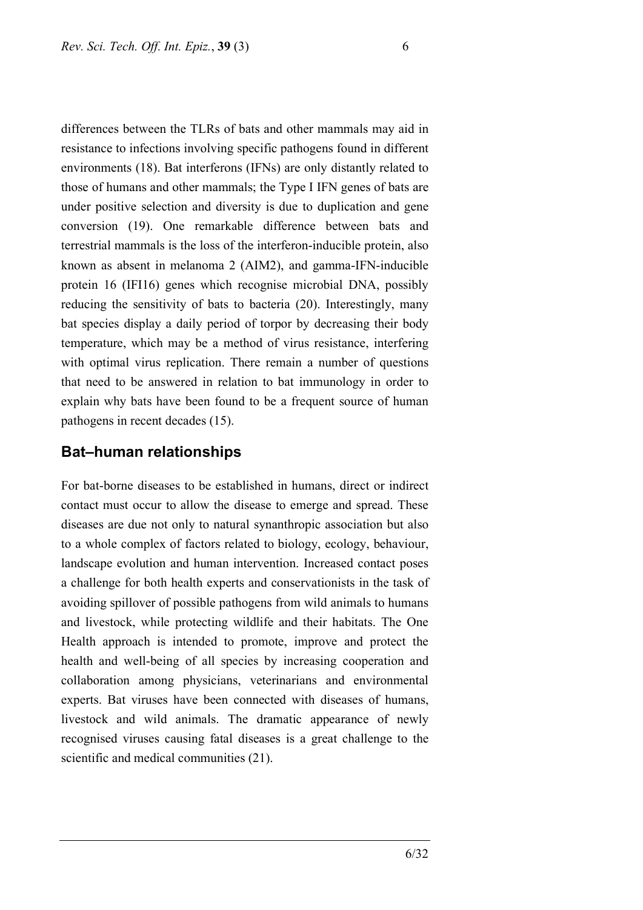differences between the TLRs of bats and other mammals may aid in resistance to infections involving specific pathogens found in different environments (18). Bat interferons (IFNs) are only distantly related to those of humans and other mammals; the Type I IFN genes of bats are under positive selection and diversity is due to duplication and gene conversion (19). One remarkable difference between bats and terrestrial mammals is the loss of the interferon-inducible protein, also known as absent in melanoma 2 (AIM2), and gamma-IFN-inducible protein 16 (IFI16) genes which recognise microbial DNA, possibly reducing the sensitivity of bats to bacteria (20). Interestingly, many bat species display a daily period of torpor by decreasing their body temperature, which may be a method of virus resistance, interfering with optimal virus replication. There remain a number of questions that need to be answered in relation to bat immunology in order to explain why bats have been found to be a frequent source of human pathogens in recent decades (15).

## Bat–human relationships

For bat-borne diseases to be established in humans, direct or indirect contact must occur to allow the disease to emerge and spread. These diseases are due not only to natural synanthropic association but also to a whole complex of factors related to biology, ecology, behaviour, landscape evolution and human intervention. Increased contact poses a challenge for both health experts and conservationists in the task of avoiding spillover of possible pathogens from wild animals to humans and livestock, while protecting wildlife and their habitats. The One Health approach is intended to promote, improve and protect the health and well-being of all species by increasing cooperation and collaboration among physicians, veterinarians and environmental experts. Bat viruses have been connected with diseases of humans, livestock and wild animals. The dramatic appearance of newly recognised viruses causing fatal diseases is a great challenge to the scientific and medical communities (21).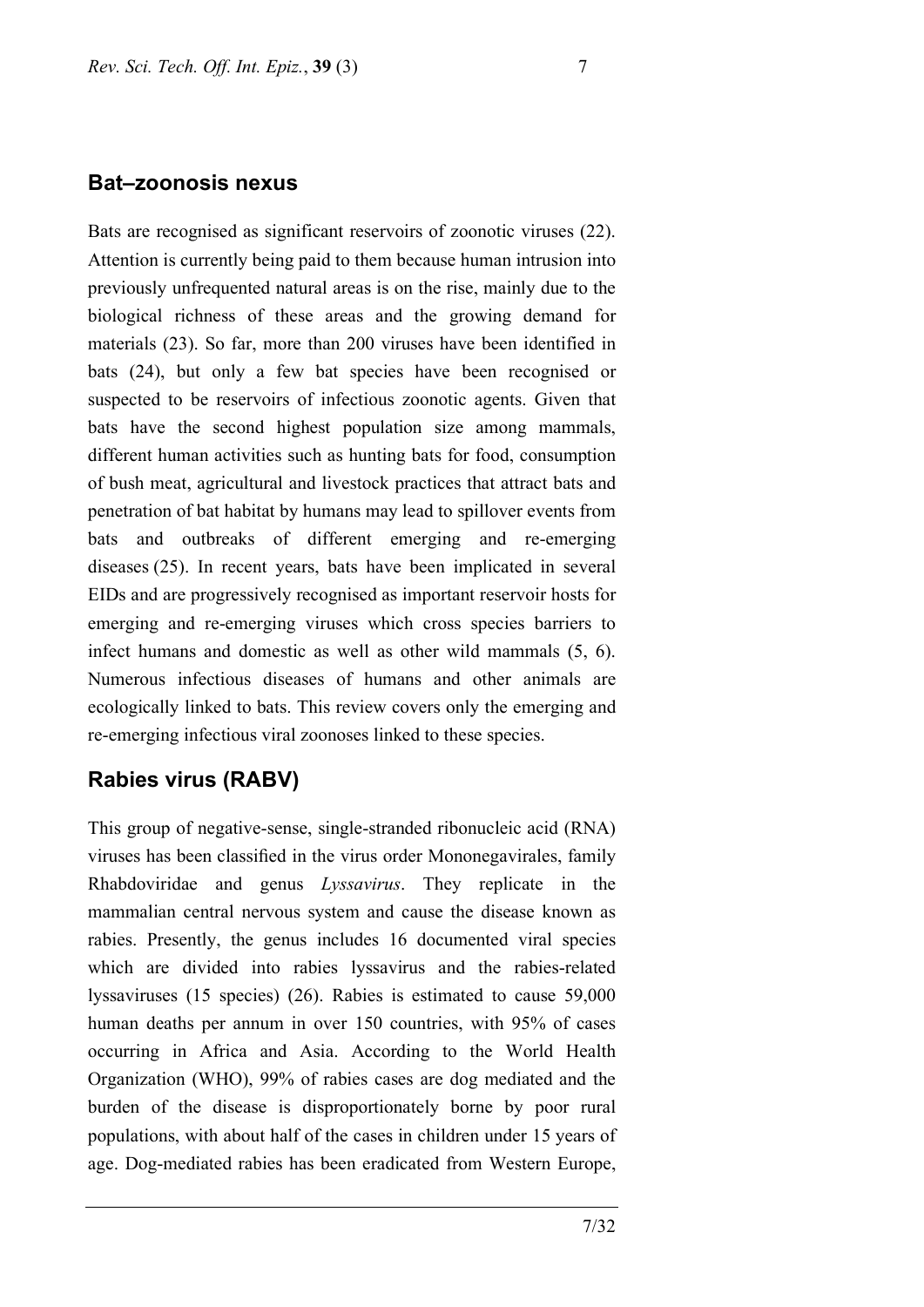## Bat–zoonosis nexus

Bats are recognised as significant reservoirs of zoonotic viruses (22). Attention is currently being paid to them because human intrusion into previously unfrequented natural areas is on the rise, mainly due to the biological richness of these areas and the growing demand for materials (23). So far, more than 200 viruses have been identified in bats (24), but only a few bat species have been recognised or suspected to be reservoirs of infectious zoonotic agents. Given that bats have the second highest population size among mammals, different human activities such as hunting bats for food, consumption of bush meat, agricultural and livestock practices that attract bats and penetration of bat habitat by humans may lead to spillover events from bats and outbreaks of different emerging and re-emerging diseases (25). In recent years, bats have been implicated in several EIDs and are progressively recognised as important reservoir hosts for emerging and re-emerging viruses which cross species barriers to infect humans and domestic as well as other wild mammals (5, 6). Numerous infectious diseases of humans and other animals are ecologically linked to bats. This review covers only the emerging and re-emerging infectious viral zoonoses linked to these species.

## Rabies virus (RABV)

This group of negative-sense, single-stranded ribonucleic acid (RNA) viruses has been classified in the virus order Mononegavirales, family Rhabdoviridae and genus *Lyssavirus*. They replicate in the mammalian central nervous system and cause the disease known as rabies. Presently, the genus includes 16 documented viral species which are divided into rabies lyssavirus and the rabies-related lyssaviruses (15 species) (26). Rabies is estimated to cause 59,000 human deaths per annum in over 150 countries, with 95% of cases occurring in Africa and Asia. According to the World Health Organization (WHO), 99% of rabies cases are dog mediated and the burden of the disease is disproportionately borne by poor rural populations, with about half of the cases in children under 15 years of age. Dog-mediated rabies has been eradicated from Western Europe,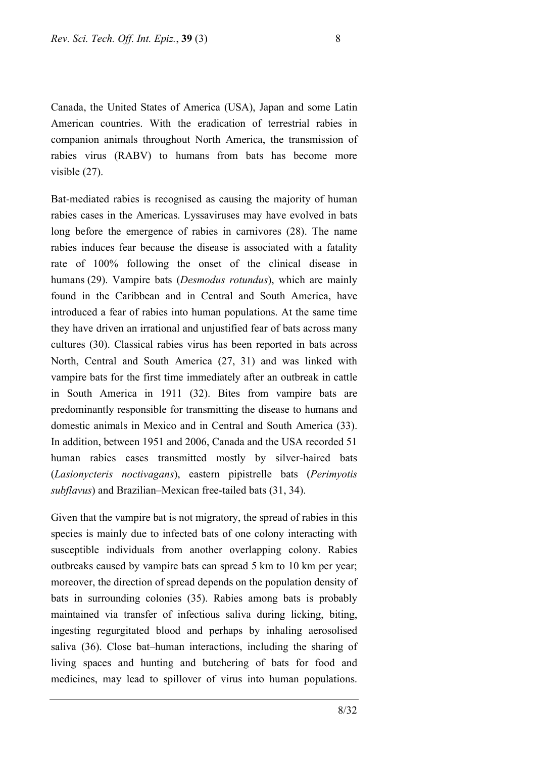Canada, the United States of America (USA), Japan and some Latin American countries. With the eradication of terrestrial rabies in companion animals throughout North America, the transmission of rabies virus (RABV) to humans from bats has become more visible (27).

Bat-mediated rabies is recognised as causing the majority of human rabies cases in the Americas. Lyssaviruses may have evolved in bats long before the emergence of rabies in carnivores (28). The name rabies induces fear because the disease is associated with a fatality rate of 100% following the onset of the clinical disease in humans (29). Vampire bats (*Desmodus rotundus*), which are mainly found in the Caribbean and in Central and South America, have introduced a fear of rabies into human populations. At the same time they have driven an irrational and unjustified fear of bats across many cultures (30). Classical rabies virus has been reported in bats across North, Central and South America (27, 31) and was linked with vampire bats for the first time immediately after an outbreak in cattle in South America in 1911 (32). Bites from vampire bats are predominantly responsible for transmitting the disease to humans and domestic animals in Mexico and in Central and South America (33). In addition, between 1951 and 2006, Canada and the USA recorded 51 human rabies cases transmitted mostly by silver-haired bats (*Lasionycteris noctivagans*), eastern pipistrelle bats (*Perimyotis subflavus*) and Brazilian–Mexican free-tailed bats (31, 34).

Given that the vampire bat is not migratory, the spread of rabies in this species is mainly due to infected bats of one colony interacting with susceptible individuals from another overlapping colony. Rabies outbreaks caused by vampire bats can spread 5 km to 10 km per year; moreover, the direction of spread depends on the population density of bats in surrounding colonies (35). Rabies among bats is probably maintained via transfer of infectious saliva during licking, biting, ingesting regurgitated blood and perhaps by inhaling aerosolised saliva (36). Close bat–human interactions, including the sharing of living spaces and hunting and butchering of bats for food and medicines, may lead to spillover of virus into human populations.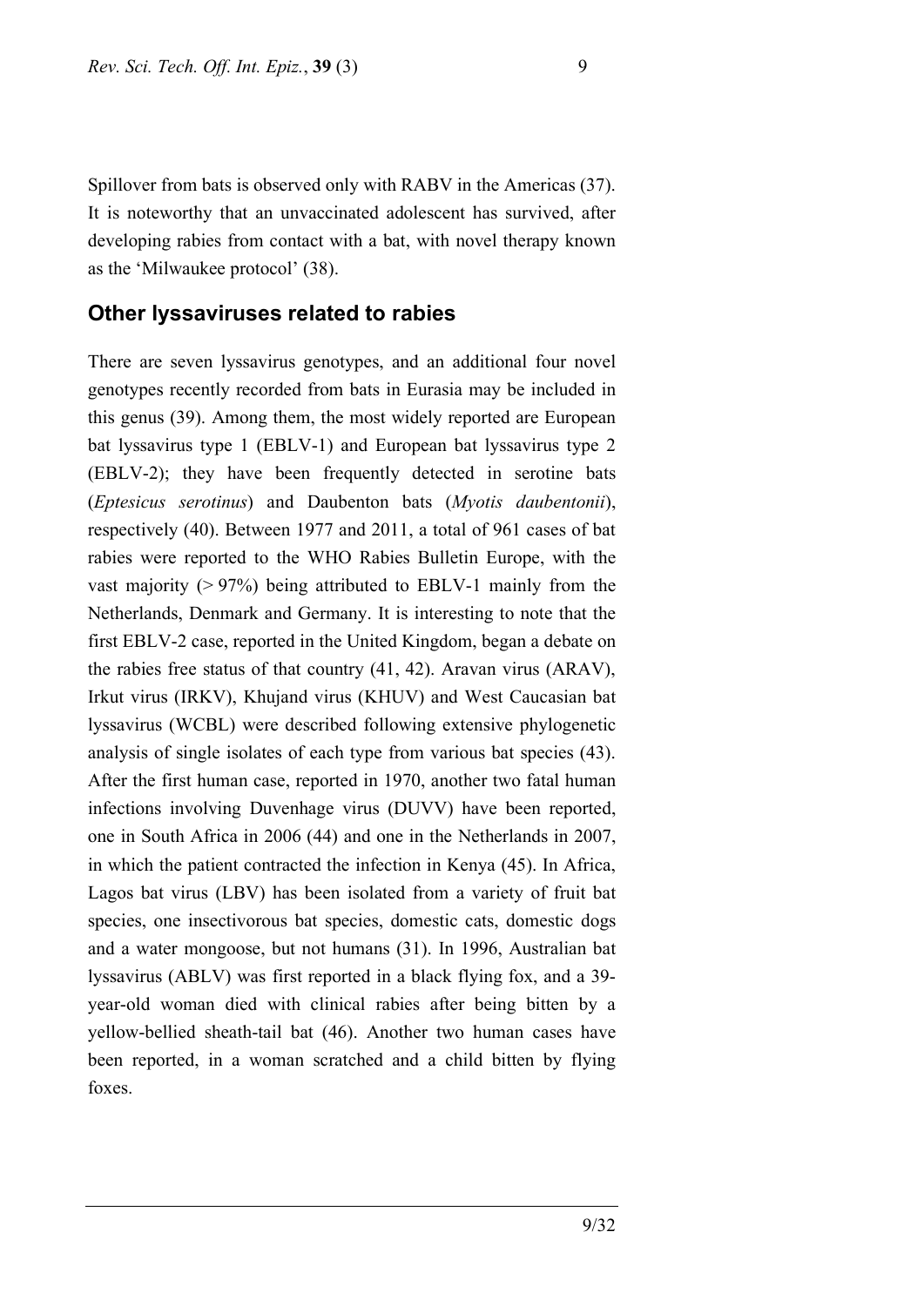Spillover from bats is observed only with RABV in the Americas (37). It is noteworthy that an unvaccinated adolescent has survived, after developing rabies from contact with a bat, with novel therapy known as the 'Milwaukee protocol' (38).

## Other lyssaviruses related to rabies

There are seven lyssavirus genotypes, and an additional four novel genotypes recently recorded from bats in Eurasia may be included in this genus (39). Among them, the most widely reported are European bat lyssavirus type 1 (EBLV-1) and European bat lyssavirus type 2 (EBLV-2); they have been frequently detected in serotine bats (*Eptesicus serotinus*) and Daubenton bats (*Myotis daubentonii*), respectively (40). Between 1977 and 2011, a total of 961 cases of bat rabies were reported to the WHO Rabies Bulletin Europe, with the vast majority (> 97%) being attributed to EBLV-1 mainly from the Netherlands, Denmark and Germany. It is interesting to note that the first EBLV-2 case, reported in the United Kingdom, began a debate on the rabies free status of that country (41, 42). Aravan virus (ARAV), Irkut virus (IRKV), Khujand virus (KHUV) and West Caucasian bat lyssavirus (WCBL) were described following extensive phylogenetic analysis of single isolates of each type from various bat species (43). After the first human case, reported in 1970, another two fatal human infections involving Duvenhage virus (DUVV) have been reported, one in South Africa in 2006 (44) and one in the Netherlands in 2007, in which the patient contracted the infection in Kenya (45). In Africa, Lagos bat virus (LBV) has been isolated from a variety of fruit bat species, one insectivorous bat species, domestic cats, domestic dogs and a water mongoose, but not humans (31). In 1996, Australian bat lyssavirus (ABLV) was first reported in a black flying fox, and a 39-year-old woman died with clinical rabies after being bitten by a yellow-bellied sheath-tail bat (46). Another two human cases have been reported, in a woman scratched and a child bitten by flying foxes.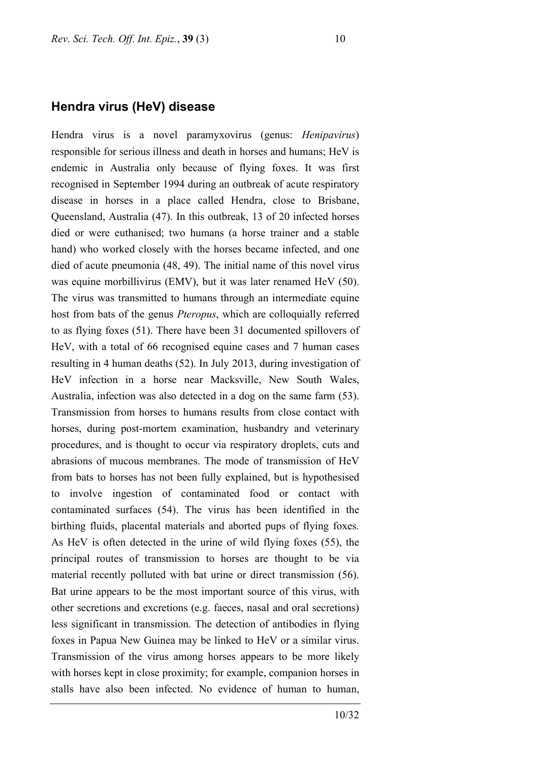## Hendra virus (HeV) disease

Hendra virus is a novel paramyxovirus (genus: *Henipavirus*) responsible for serious illness and death in horses and humans; HeV is endemic in Australia only because of flying foxes. It was first recognised in September 1994 during an outbreak of acute respiratory disease in horses in a place called Hendra, close to Brisbane, Queensland, Australia (47). In this outbreak, 13 of 20 infected horses died or were euthanised; two humans (a horse trainer and a stable hand) who worked closely with the horses became infected, and one died of acute pneumonia (48, 49). The initial name of this novel virus was equine morbillivirus (EMV), but it was later renamed HeV (50). The virus was transmitted to humans through an intermediate equine host from bats of the genus *Pteropus*, which are colloquially referred to as flying foxes (51). There have been 31 documented spillovers of HeV, with a total of 66 recognised equine cases and 7 human cases resulting in 4 human deaths (52). In July 2013, during investigation of HeV infection in a horse near Macksville, New South Wales, Australia, infection was also detected in a dog on the same farm (53). Transmission from horses to humans results from close contact with horses, during post-mortem examination, husbandry and veterinary procedures, and is thought to occur via respiratory droplets, cuts and abrasions of mucous membranes. The mode of transmission of HeV from bats to horses has not been fully explained, but is hypothesised to involve ingestion of contaminated food or contact with contaminated surfaces (54). The virus has been identified in the birthing fluids, placental materials and aborted pups of flying foxes. As HeV is often detected in the urine of wild flying foxes (55), the principal routes of transmission to horses are thought to be via material recently polluted with bat urine or direct transmission (56). Bat urine appears to be the most important source of this virus, with other secretions and excretions (e.g. faeces, nasal and oral secretions) less significant in transmission. The detection of antibodies in flying foxes in Papua New Guinea may be linked to HeV or a similar virus. Transmission of the virus among horses appears to be more likely with horses kept in close proximity; for example, companion horses in stalls have also been infected. No evidence of human to human,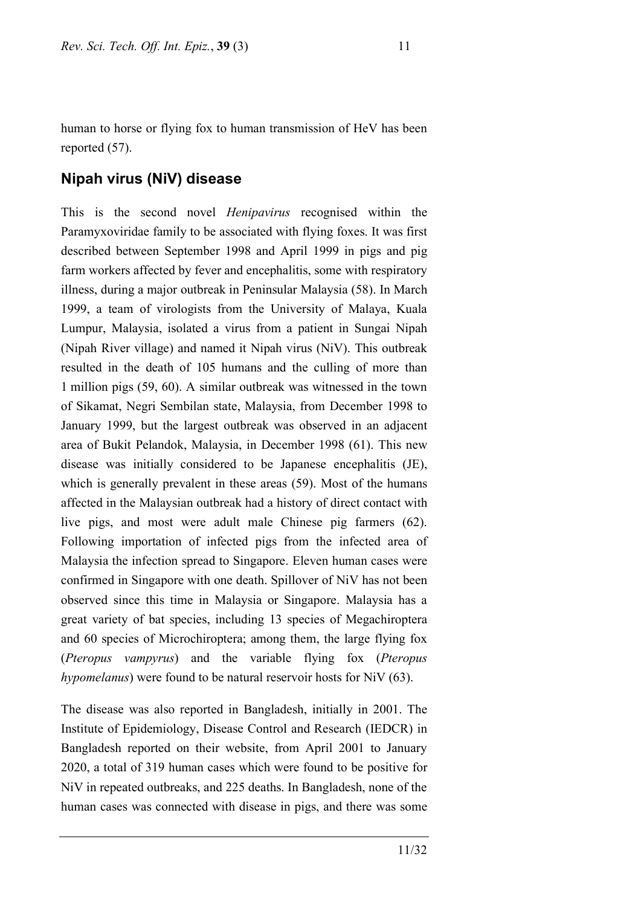human to horse or flying fox to human transmission of HeV has been reported (57).

## Nipah virus (NiV) disease

This is the second novel *Henipavirus* recognised within the Paramyxoviridae family to be associated with flying foxes. It was first described between September 1998 and April 1999 in pigs and pig farm workers affected by fever and encephalitis, some with respiratory illness, during a major outbreak in Peninsular Malaysia (58). In March 1999, a team of virologists from the University of Malaya, Kuala Lumpur, Malaysia, isolated a virus from a patient in Sungai Nipah (Nipah River village) and named it Nipah virus (NiV). This outbreak resulted in the death of 105 humans and the culling of more than 1 million pigs (59, 60). A similar outbreak was witnessed in the town of Sikamat, Negri Sembilan state, Malaysia, from December 1998 to January 1999, but the largest outbreak was observed in an adjacent area of Bukit Pelandok, Malaysia, in December 1998 (61). This new disease was initially considered to be Japanese encephalitis (JE), which is generally prevalent in these areas (59). Most of the humans affected in the Malaysian outbreak had a history of direct contact with live pigs, and most were adult male Chinese pig farmers (62). Following importation of infected pigs from the infected area of Malaysia the infection spread to Singapore. Eleven human cases were confirmed in Singapore with one death. Spillover of NiV has not been observed since this time in Malaysia or Singapore. Malaysia has a great variety of bat species, including 13 species of Megachiroptera and 60 species of Microchiroptera; among them, the large flying fox (*Pteropus vampyrus*) and the variable flying fox (*Pteropus hypomelanus*) were found to be natural reservoir hosts for NiV (63).

The disease was also reported in Bangladesh, initially in 2001. The Institute of Epidemiology, Disease Control and Research (IEDCR) in Bangladesh reported on their website, from April 2001 to January 2020, a total of 319 human cases which were found to be positive for NiV in repeated outbreaks, and 225 deaths. In Bangladesh, none of the human cases was connected with disease in pigs, and there was some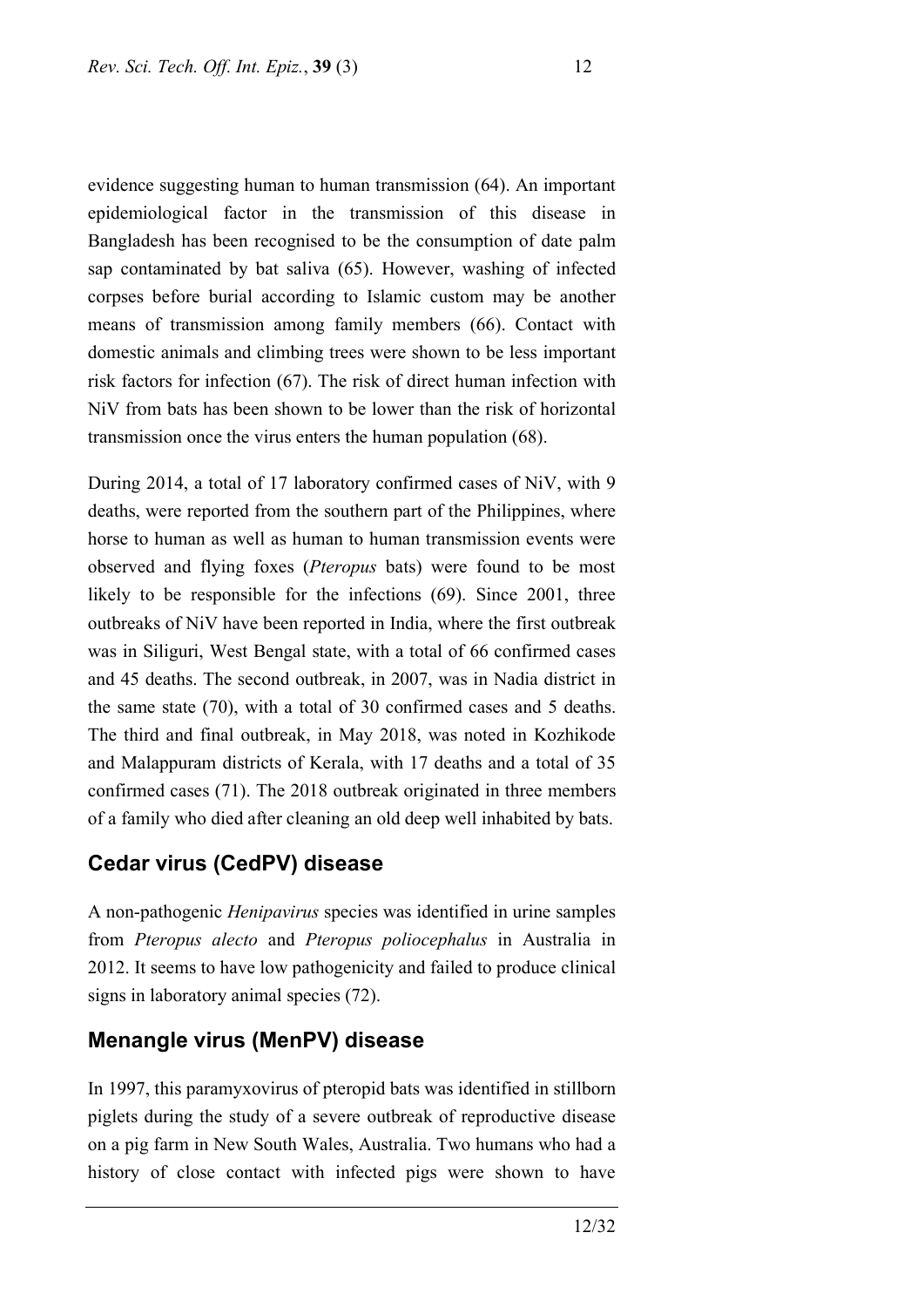evidence suggesting human to human transmission (64). An important epidemiological factor in the transmission of this disease in Bangladesh has been recognised to be the consumption of date palm sap contaminated by bat saliva (65). However, washing of infected corpses before burial according to Islamic custom may be another means of transmission among family members (66). Contact with domestic animals and climbing trees were shown to be less important risk factors for infection (67). The risk of direct human infection with NiV from bats has been shown to be lower than the risk of horizontal transmission once the virus enters the human population (68).

During 2014, a total of 17 laboratory confirmed cases of NiV, with 9 deaths, were reported from the southern part of the Philippines, where horse to human as well as human to human transmission events were observed and flying foxes (*Pteropus* bats) were found to be most likely to be responsible for the infections (69). Since 2001, three outbreaks of NiV have been reported in India, where the first outbreak was in Siliguri, West Bengal state, with a total of 66 confirmed cases and 45 deaths. The second outbreak, in 2007, was in Nadia district in the same state (70), with a total of 30 confirmed cases and 5 deaths. The third and final outbreak, in May 2018, was noted in Kozhikode and Malappuram districts of Kerala, with 17 deaths and a total of 35 confirmed cases (71). The 2018 outbreak originated in three members of a family who died after cleaning an old deep well inhabited by bats.

## Cedar virus (CedPV) disease

A non-pathogenic *Henipavirus* species was identified in urine samples from *Pteropus alecto* and *Pteropus poliocephalus* in Australia in 2012. It seems to have low pathogenicity and failed to produce clinical signs in laboratory animal species (72).

## Menangle virus (MenPV) disease

In 1997, this paramyxovirus of pteropid bats was identified in stillborn piglets during the study of a severe outbreak of reproductive disease on a pig farm in New South Wales, Australia. Two humans who had a history of close contact with infected pigs were shown to have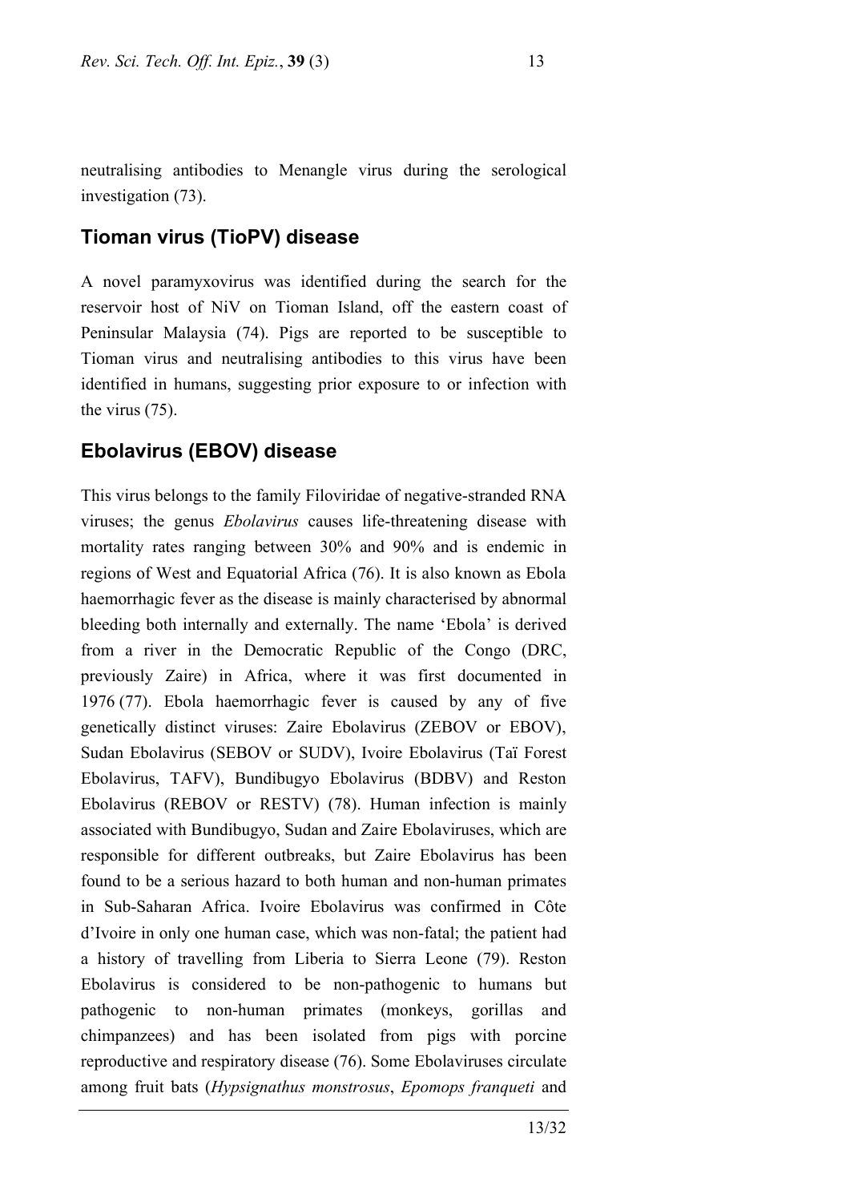neutralising antibodies to Menangle virus during the serological investigation (73).

## Tioman virus (TioPV) disease

A novel paramyxovirus was identified during the search for the reservoir host of NiV on Tioman Island, off the eastern coast of Peninsular Malaysia (74). Pigs are reported to be susceptible to Tioman virus and neutralising antibodies to this virus have been identified in humans, suggesting prior exposure to or infection with the virus (75).

## Ebolavirus (EBOV) disease

This virus belongs to the family Filoviridae of negative-stranded RNA viruses; the genus *Ebolavirus* causes life-threatening disease with mortality rates ranging between 30% and 90% and is endemic in regions of West and Equatorial Africa (76). It is also known as Ebola haemorrhagic fever as the disease is mainly characterised by abnormal bleeding both internally and externally. The name 'Ebola' is derived from a river in the Democratic Republic of the Congo (DRC, previously Zaire) in Africa, where it was first documented in 1976 (77). Ebola haemorrhagic fever is caused by any of five genetically distinct viruses: Zaire Ebolavirus (ZEBOV or EBOV), Sudan Ebolavirus (SEBOV or SUDV), Ivoire Ebolavirus (Taï Forest Ebolavirus, TAFV), Bundibugyo Ebolavirus (BDBV) and Reston Ebolavirus (REBOV or RESTV) (78). Human infection is mainly associated with Bundibugyo, Sudan and Zaire Ebolaviruses, which are responsible for different outbreaks, but Zaire Ebolavirus has been found to be a serious hazard to both human and non-human primates in Sub-Saharan Africa. Ivoire Ebolavirus was confirmed in Côte d'Ivoire in only one human case, which was non-fatal; the patient had a history of travelling from Liberia to Sierra Leone (79). Reston Ebolavirus is considered to be non-pathogenic to humans but pathogenic to non-human primates (monkeys, gorillas and chimpanzees) and has been isolated from pigs with porcine reproductive and respiratory disease (76). Some Ebolaviruses circulate among fruit bats (*Hypsignathus monstrosus*, *Epomops franqueti* and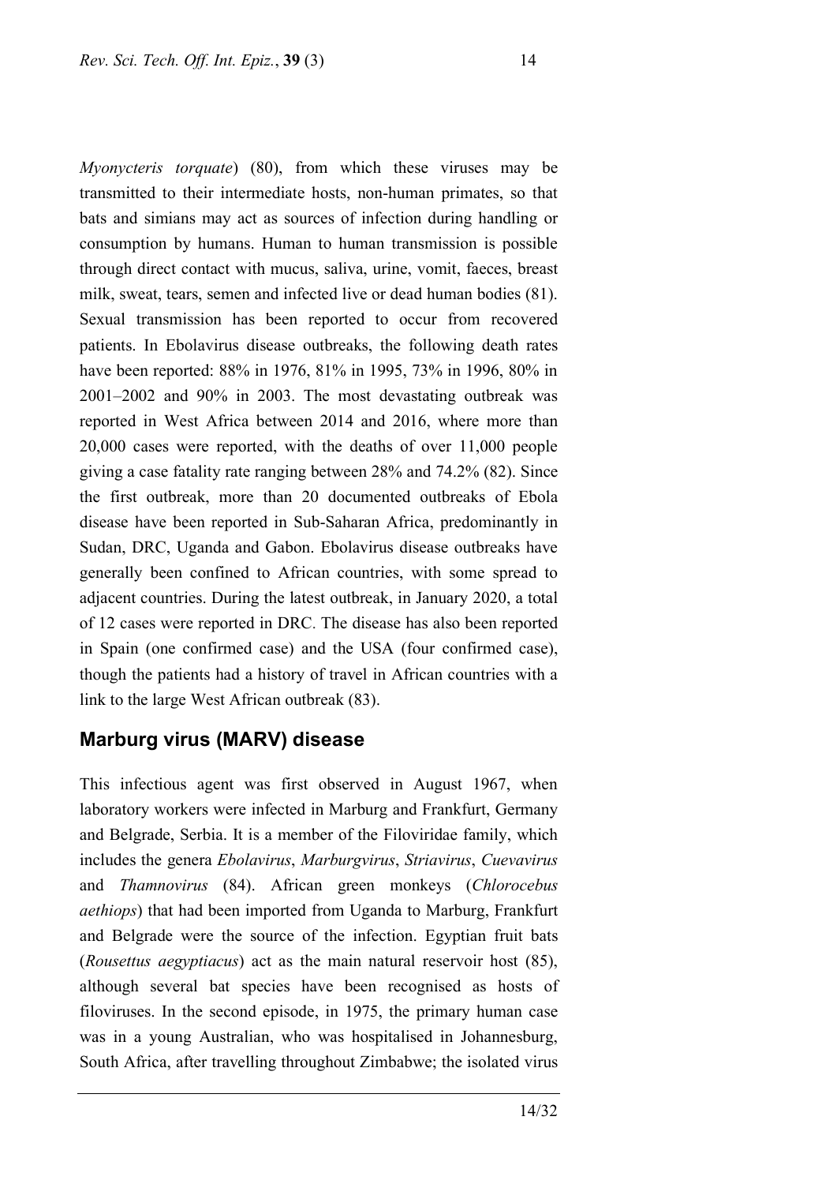*Myonycteris torquate*) (80), from which these viruses may be transmitted to their intermediate hosts, non-human primates, so that bats and simians may act as sources of infection during handling or consumption by humans. Human to human transmission is possible through direct contact with mucus, saliva, urine, vomit, faeces, breast milk, sweat, tears, semen and infected live or dead human bodies (81). Sexual transmission has been reported to occur from recovered patients. In Ebolavirus disease outbreaks, the following death rates have been reported: 88% in 1976, 81% in 1995, 73% in 1996, 80% in 2001–2002 and 90% in 2003. The most devastating outbreak was reported in West Africa between 2014 and 2016, where more than 20,000 cases were reported, with the deaths of over 11,000 people giving a case fatality rate ranging between 28% and 74.2% (82). Since the first outbreak, more than 20 documented outbreaks of Ebola disease have been reported in Sub-Saharan Africa, predominantly in Sudan, DRC, Uganda and Gabon. Ebolavirus disease outbreaks have generally been confined to African countries, with some spread to adjacent countries. During the latest outbreak, in January 2020, a total of 12 cases were reported in DRC. The disease has also been reported in Spain (one confirmed case) and the USA (four confirmed case), though the patients had a history of travel in African countries with a link to the large West African outbreak (83).

## Marburg virus (MARV) disease

This infectious agent was first observed in August 1967, when laboratory workers were infected in Marburg and Frankfurt, Germany and Belgrade, Serbia. It is a member of the Filoviridae family, which includes the genera *Ebolavirus*, *Marburgvirus*, *Striavirus*, *Cuevavirus* and *Thamnovirus* (84). African green monkeys (*Chlorocebus aethiops*) that had been imported from Uganda to Marburg, Frankfurt and Belgrade were the source of the infection. Egyptian fruit bats (*Rousettus aegyptiacus*) act as the main natural reservoir host (85), although several bat species have been recognised as hosts of filoviruses. In the second episode, in 1975, the primary human case was in a young Australian, who was hospitalised in Johannesburg, South Africa, after travelling throughout Zimbabwe; the isolated virus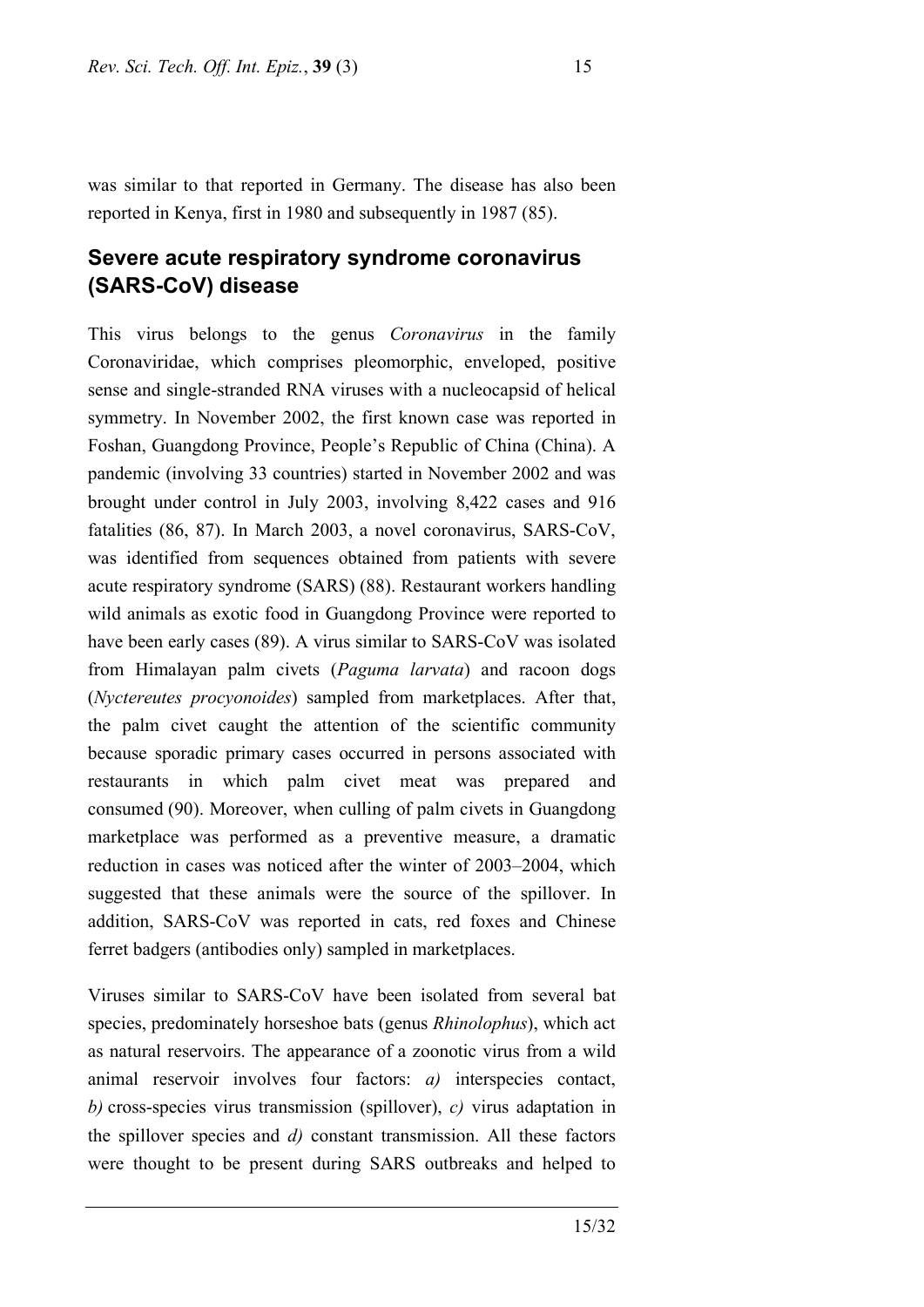was similar to that reported in Germany. The disease has also been reported in Kenya, first in 1980 and subsequently in 1987 (85).

## Severe acute respiratory syndrome coronavirus (SARS-CoV) disease

This virus belongs to the genus *Coronavirus* in the family Coronaviridae, which comprises pleomorphic, enveloped, positive sense and single-stranded RNA viruses with a nucleocapsid of helical symmetry. In November 2002, the first known case was reported in Foshan, Guangdong Province, People's Republic of China (China). A pandemic (involving 33 countries) started in November 2002 and was brought under control in July 2003, involving 8,422 cases and 916 fatalities (86, 87). In March 2003, a novel coronavirus, SARS-CoV, was identified from sequences obtained from patients with severe acute respiratory syndrome (SARS) (88). Restaurant workers handling wild animals as exotic food in Guangdong Province were reported to have been early cases (89). A virus similar to SARS-CoV was isolated from Himalayan palm civets (*Paguma larvata*) and racoon dogs (*Nyctereutes procyonoides*) sampled from marketplaces. After that, the palm civet caught the attention of the scientific community because sporadic primary cases occurred in persons associated with restaurants in which palm civet meat was prepared and consumed (90). Moreover, when culling of palm civets in Guangdong marketplace was performed as a preventive measure, a dramatic reduction in cases was noticed after the winter of 2003–2004, which suggested that these animals were the source of the spillover. In addition, SARS-CoV was reported in cats, red foxes and Chinese ferret badgers (antibodies only) sampled in marketplaces.

Viruses similar to SARS-CoV have been isolated from several bat species, predominately horseshoe bats (genus *Rhinolophus*), which act as natural reservoirs. The appearance of a zoonotic virus from a wild animal reservoir involves four factors: *a)* interspecies contact, *b)* cross-species virus transmission (spillover), *c)* virus adaptation in the spillover species and *d)* constant transmission. All these factors were thought to be present during SARS outbreaks and helped to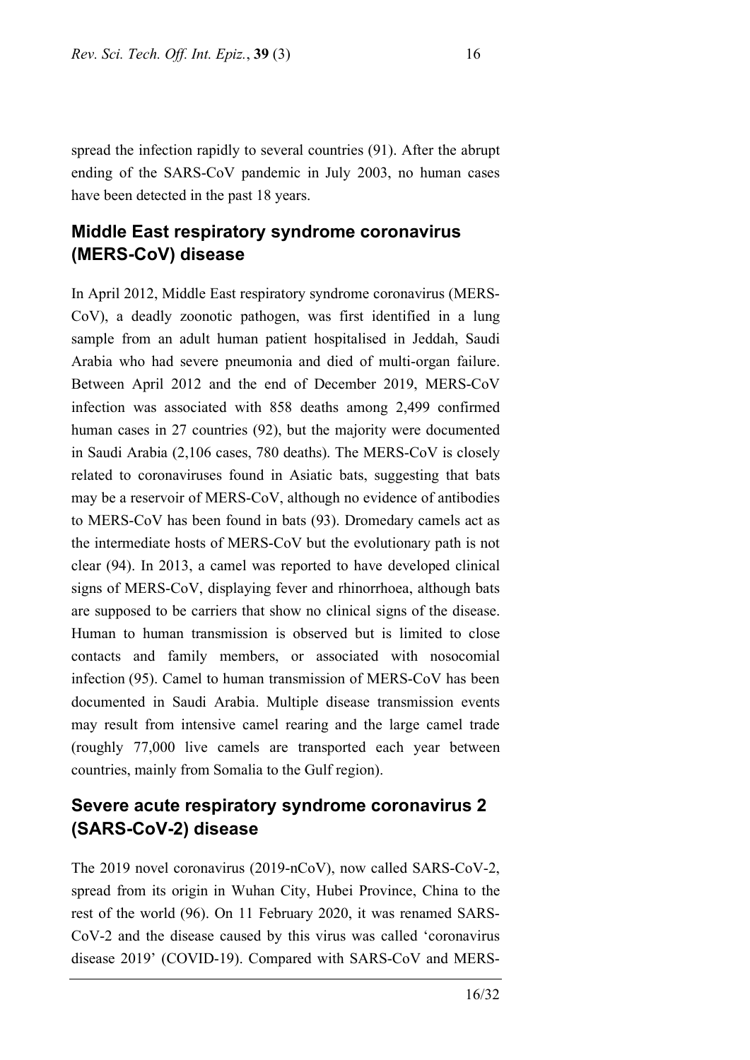spread the infection rapidly to several countries (91). After the abrupt ending of the SARS-CoV pandemic in July 2003, no human cases have been detected in the past 18 years.

## Middle East respiratory syndrome coronavirus (MERS-CoV) disease

In April 2012, Middle East respiratory syndrome coronavirus (MERS-CoV), a deadly zoonotic pathogen, was first identified in a lung sample from an adult human patient hospitalised in Jeddah, Saudi Arabia who had severe pneumonia and died of multi-organ failure. Between April 2012 and the end of December 2019, MERS-CoV infection was associated with 858 deaths among 2,499 confirmed human cases in 27 countries (92), but the majority were documented in Saudi Arabia (2,106 cases, 780 deaths). The MERS-CoV is closely related to coronaviruses found in Asiatic bats, suggesting that bats may be a reservoir of MERS-CoV, although no evidence of antibodies to MERS-CoV has been found in bats (93). Dromedary camels act as the intermediate hosts of MERS-CoV but the evolutionary path is not clear (94). In 2013, a camel was reported to have developed clinical signs of MERS-CoV, displaying fever and rhinorrhoea, although bats are supposed to be carriers that show no clinical signs of the disease. Human to human transmission is observed but is limited to close contacts and family members, or associated with nosocomial infection (95). Camel to human transmission of MERS-CoV has been documented in Saudi Arabia. Multiple disease transmission events may result from intensive camel rearing and the large camel trade (roughly 77,000 live camels are transported each year between countries, mainly from Somalia to the Gulf region).

## Severe acute respiratory syndrome coronavirus 2 (SARS-CoV-2) disease

The 2019 novel coronavirus (2019-nCoV), now called SARS-CoV-2, spread from its origin in Wuhan City, Hubei Province, China to the rest of the world (96). On 11 February 2020, it was renamed SARS-CoV-2 and the disease caused by this virus was called 'coronavirus disease 2019' (COVID-19). Compared with SARS-CoV and MERS-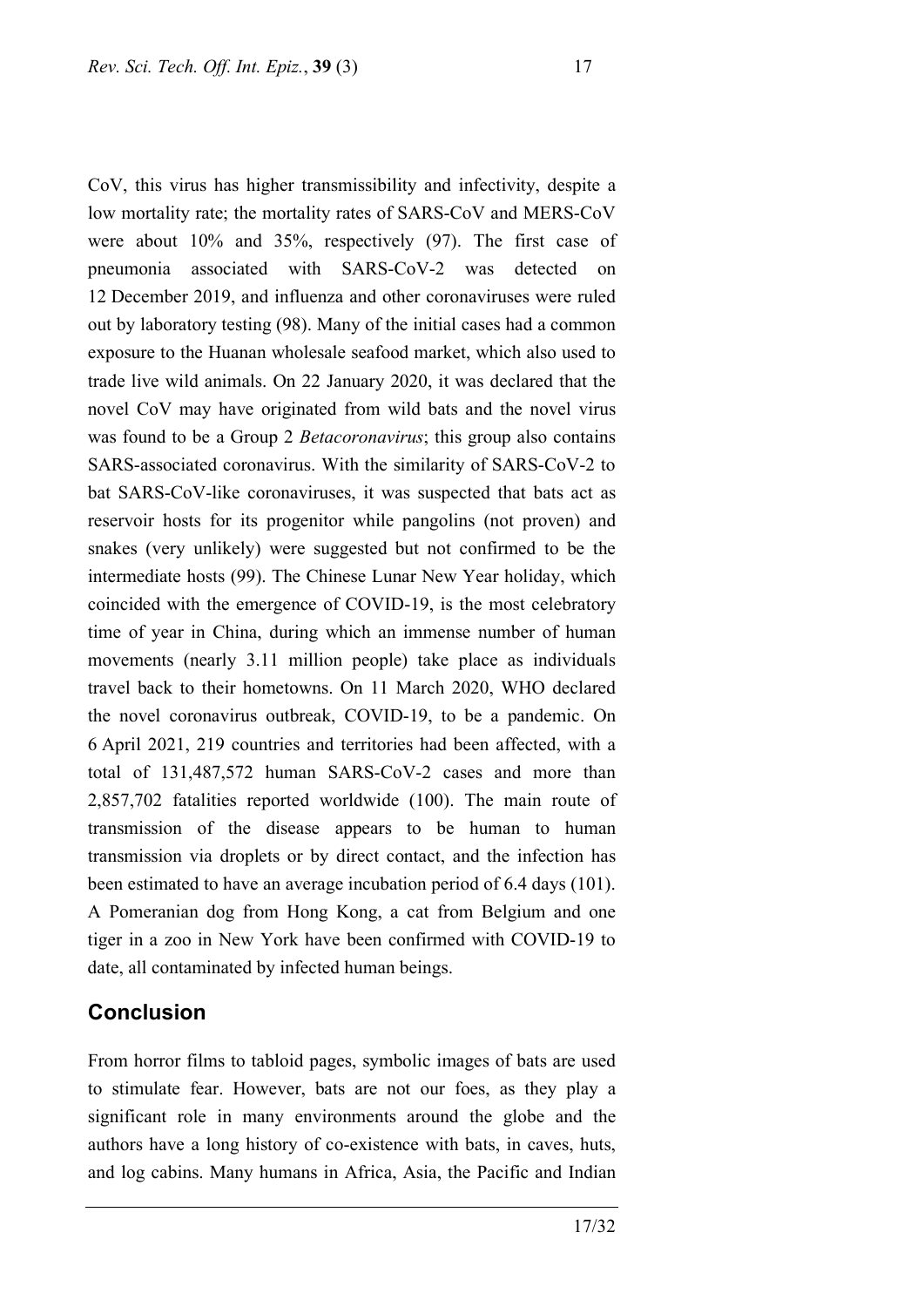CoV, this virus has higher transmissibility and infectivity, despite a low mortality rate; the mortality rates of SARS-CoV and MERS-CoV were about 10% and 35%, respectively (97). The first case of pneumonia associated with SARS-CoV-2 was detected on 12 December 2019, and influenza and other coronaviruses were ruled out by laboratory testing (98). Many of the initial cases had a common exposure to the Huanan wholesale seafood market, which also used to trade live wild animals. On 22 January 2020, it was declared that the novel CoV may have originated from wild bats and the novel virus was found to be a Group 2 *Betacoronavirus*; this group also contains SARS-associated coronavirus. With the similarity of SARS-CoV-2 to bat SARS-CoV-like coronaviruses, it was suspected that bats act as reservoir hosts for its progenitor while pangolins (not proven) and snakes (very unlikely) were suggested but not confirmed to be the intermediate hosts (99). The Chinese Lunar New Year holiday, which coincided with the emergence of COVID-19, is the most celebratory time of year in China, during which an immense number of human movements (nearly 3.11 million people) take place as individuals travel back to their hometowns. On 11 March 2020, WHO declared the novel coronavirus outbreak, COVID-19, to be a pandemic. On 6 April 2021, 219 countries and territories had been affected, with a total of 131,487,572 human SARS-CoV-2 cases and more than 2,857,702 fatalities reported worldwide (100). The main route of transmission of the disease appears to be human to human transmission via droplets or by direct contact, and the infection has been estimated to have an average incubation period of 6.4 days (101). A Pomeranian dog from Hong Kong, a cat from Belgium and one tiger in a zoo in New York have been confirmed with COVID-19 to date, all contaminated by infected human beings.

## Conclusion

From horror films to tabloid pages, symbolic images of bats are used to stimulate fear. However, bats are not our foes, as they play a significant role in many environments around the globe and the authors have a long history of co-existence with bats, in caves, huts, and log cabins. Many humans in Africa, Asia, the Pacific and Indian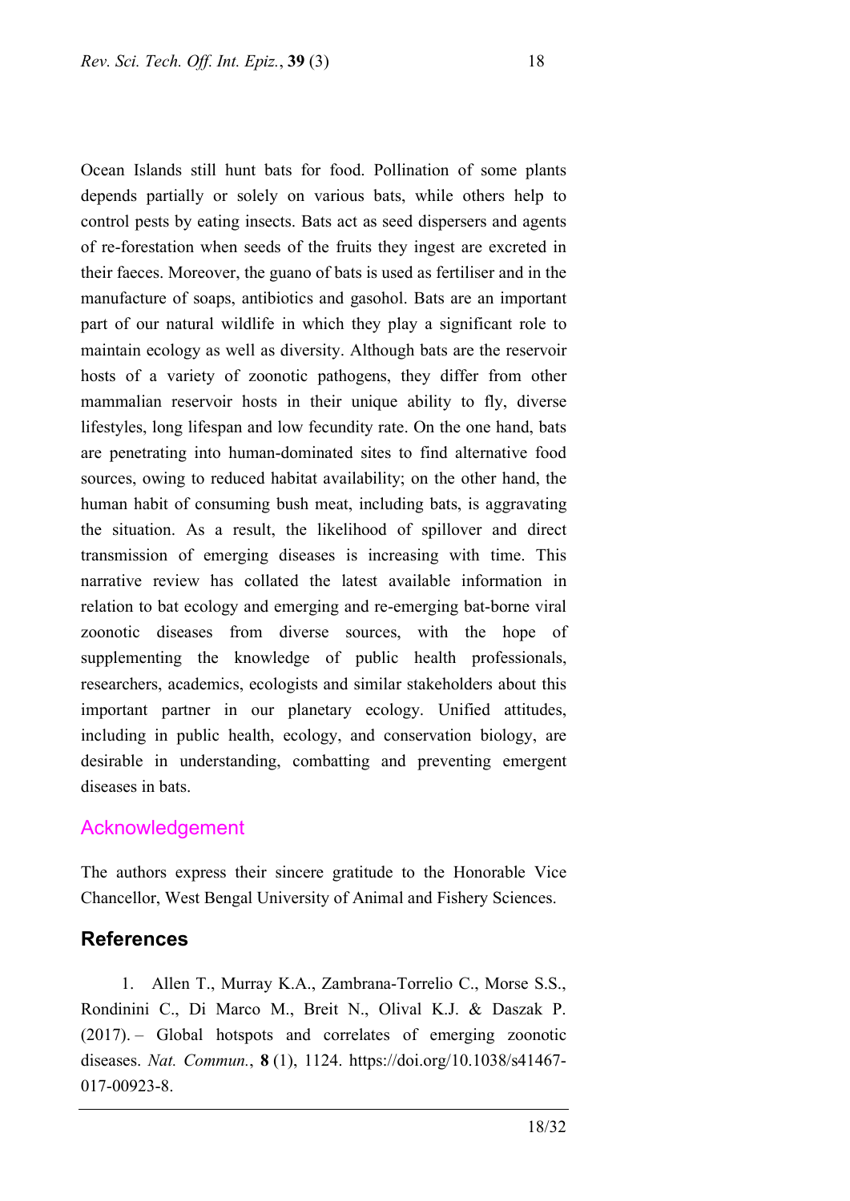Ocean Islands still hunt bats for food. Pollination of some plants depends partially or solely on various bats, while others help to control pests by eating insects. Bats act as seed dispersers and agents of re-forestation when seeds of the fruits they ingest are excreted in their faeces. Moreover, the guano of bats is used as fertiliser and in the manufacture of soaps, antibiotics and gasohol. Bats are an important part of our natural wildlife in which they play a significant role to maintain ecology as well as diversity. Although bats are the reservoir hosts of a variety of zoonotic pathogens, they differ from other mammalian reservoir hosts in their unique ability to fly, diverse lifestyles, long lifespan and low fecundity rate. On the one hand, bats are penetrating into human-dominated sites to find alternative food sources, owing to reduced habitat availability; on the other hand, the human habit of consuming bush meat, including bats, is aggravating the situation. As a result, the likelihood of spillover and direct transmission of emerging diseases is increasing with time. This narrative review has collated the latest available information in relation to bat ecology and emerging and re-emerging bat-borne viral zoonotic diseases from diverse sources, with the hope of supplementing the knowledge of public health professionals, researchers, academics, ecologists and similar stakeholders about this important partner in our planetary ecology. Unified attitudes, including in public health, ecology, and conservation biology, are desirable in understanding, combatting and preventing emergent diseases in bats.

## Acknowledgement

The authors express their sincere gratitude to the Honorable Vice Chancellor, West Bengal University of Animal and Fishery Sciences.

## References

1. Allen T., Murray K.A., Zambrana-Torrelio C., Morse S.S., Rondinini C., Di Marco M., Breit N., Olival K.J. & Daszak P. (2017). – Global hotspots and correlates of emerging zoonotic diseases. *Nat. Commun.*, **8** (1), 1124. https://doi.org/10.1038/s41467-017-00923-8.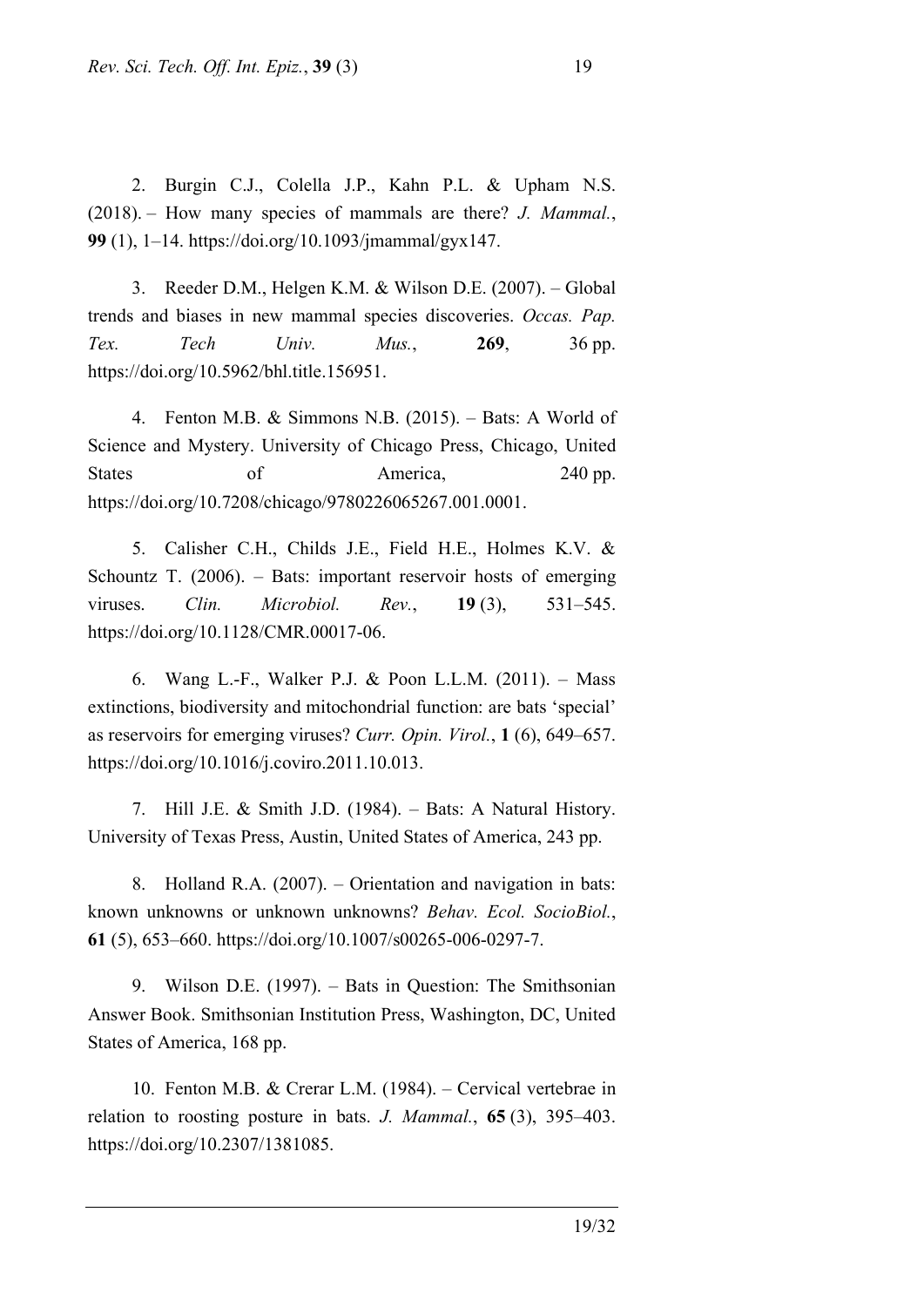2. Burgin C.J., Colella J.P., Kahn P.L. & Upham N.S. (2018). – How many species of mammals are there? *J. Mammal.*, **99** (1), 1–14. https://doi.org/10.1093/jmammal/gyx147.

3. Reeder D.M., Helgen K.M. & Wilson D.E. (2007). – Global trends and biases in new mammal species discoveries. *Occas. Pap. Tex. Tech Univ. Mus.*, **269**, 36 pp. https://doi.org/10.5962/bhl.title.156951.

4. Fenton M.B. & Simmons N.B. (2015). – Bats: A World of Science and Mystery. University of Chicago Press, Chicago, United States of America, 240 pp. https://doi.org/10.7208/chicago/9780226065267.001.0001.

5. Calisher C.H., Childs J.E., Field H.E., Holmes K.V. & Schountz T. (2006). – Bats: important reservoir hosts of emerging viruses. *Clin. Microbiol. Rev.*, **19** (3), 531–545. https://doi.org/10.1128/CMR.00017-06.

6. Wang L.-F., Walker P.J. & Poon L.L.M. (2011). – Mass extinctions, biodiversity and mitochondrial function: are bats 'special' as reservoirs for emerging viruses? *Curr. Opin. Virol.*, **1** (6), 649–657. https://doi.org/10.1016/j.coviro.2011.10.013.

7. Hill J.E. & Smith J.D. (1984). – Bats: A Natural History. University of Texas Press, Austin, United States of America, 243 pp.

8. Holland R.A. (2007). – Orientation and navigation in bats: known unknowns or unknown unknowns? *Behav. Ecol. SocioBiol.*, **61** (5), 653–660. https://doi.org/10.1007/s00265-006-0297-7.

9. Wilson D.E. (1997). – Bats in Question: The Smithsonian Answer Book. Smithsonian Institution Press, Washington, DC, United States of America, 168 pp.

10. Fenton M.B. & Crerar L.M. (1984). – Cervical vertebrae in relation to roosting posture in bats. *J. Mammal.*, **65** (3), 395–403. https://doi.org/10.2307/1381085.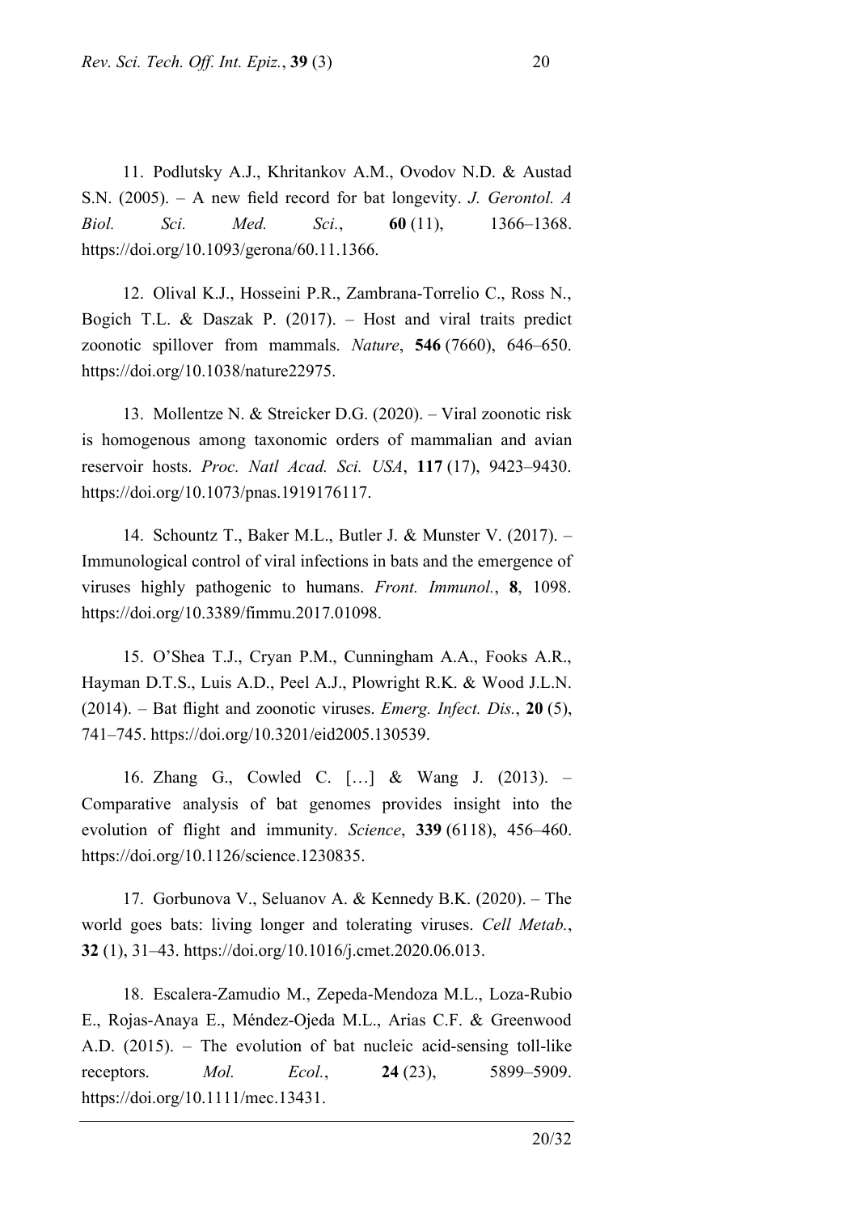11. Podlutsky A.J., Khritankov A.M., Ovodov N.D. & Austad S.N. (2005). – A new field record for bat longevity. *J. Gerontol. A Biol. Sci. Med. Sci.*, **60** (11), 1366–1368. https://doi.org/10.1093/gerona/60.11.1366.

12. Olival K.J., Hosseini P.R., Zambrana-Torrelio C., Ross N., Bogich T.L. & Daszak P. (2017). – Host and viral traits predict zoonotic spillover from mammals. *Nature*, **546** (7660), 646–650. https://doi.org/10.1038/nature22975.

13. Mollentze N. & Streicker D.G. (2020). – Viral zoonotic risk is homogenous among taxonomic orders of mammalian and avian reservoir hosts. *Proc. Natl Acad. Sci. USA*, **117** (17), 9423–9430. https://doi.org/10.1073/pnas.1919176117.

14. Schountz T., Baker M.L., Butler J. & Munster V. (2017). – Immunological control of viral infections in bats and the emergence of viruses highly pathogenic to humans. *Front. Immunol.*, **8**, 1098. https://doi.org/10.3389/fimmu.2017.01098.

15. O'Shea T.J., Cryan P.M., Cunningham A.A., Fooks A.R., Hayman D.T.S., Luis A.D., Peel A.J., Plowright R.K. & Wood J.L.N. (2014). – Bat flight and zoonotic viruses. *Emerg. Infect. Dis.*, **20** (5), 741–745. https://doi.org/10.3201/eid2005.130539.

16. Zhang G., Cowled C. […] & Wang J. (2013). – Comparative analysis of bat genomes provides insight into the evolution of flight and immunity. *Science*, **339** (6118), 456–460. https://doi.org/10.1126/science.1230835.

17. Gorbunova V., Seluanov A. & Kennedy B.K. (2020). – The world goes bats: living longer and tolerating viruses. *Cell Metab.*, **32** (1), 31–43. https://doi.org/10.1016/j.cmet.2020.06.013.

18. Escalera-Zamudio M., Zepeda-Mendoza M.L., Loza-Rubio E., Rojas-Anaya E., Méndez-Ojeda M.L., Arias C.F. & Greenwood A.D. (2015). – The evolution of bat nucleic acid-sensing toll-like receptors. *Mol. Ecol.*, **24** (23), 5899–5909. https://doi.org/10.1111/mec.13431.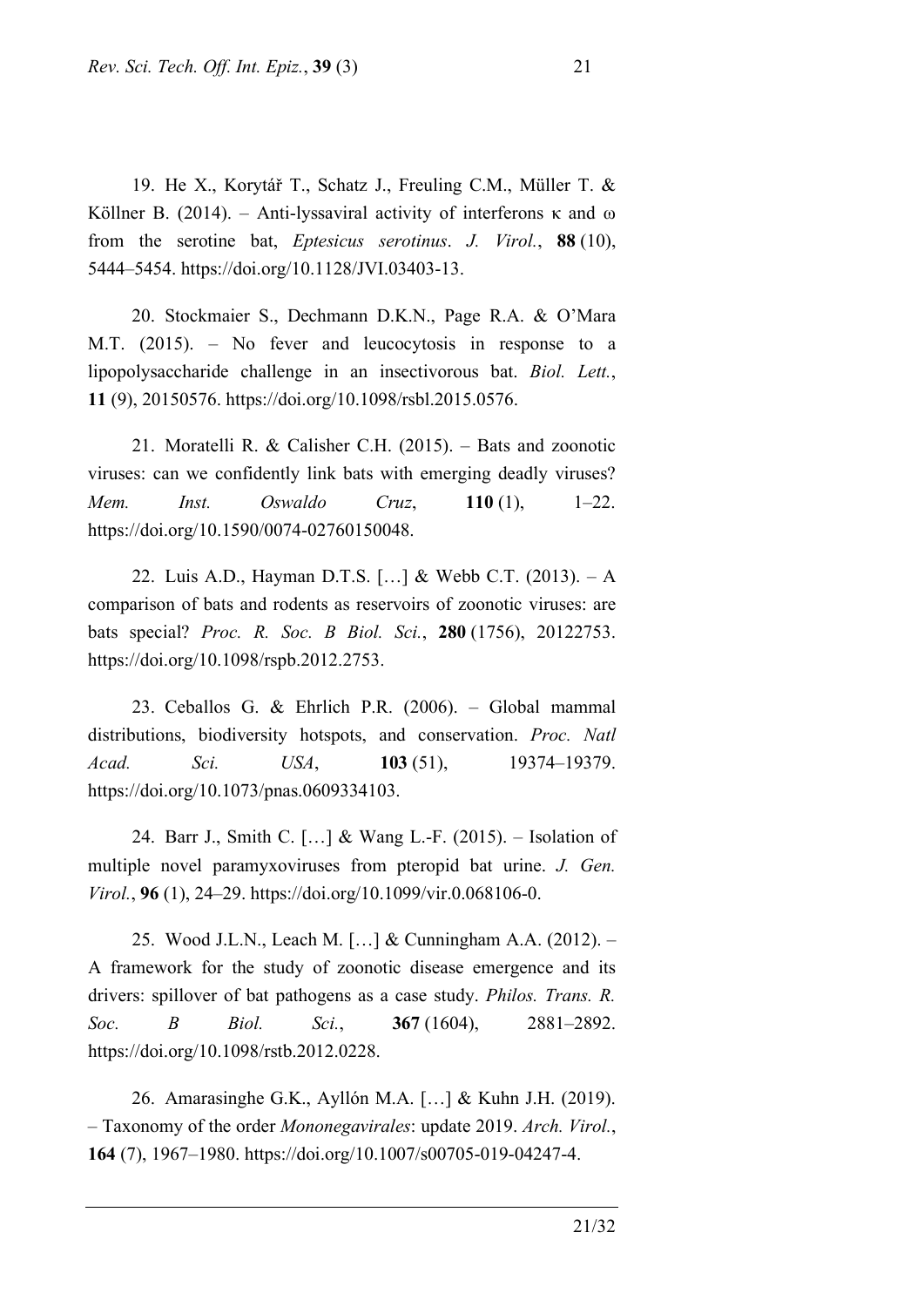19. He X., Korytář T., Schatz J., Freuling C.M., Müller T. & Köllner B. (2014). – Anti-lyssaviral activity of interferons κ and ω from the serotine bat, *Eptesicus serotinus*. *J. Virol.*, **88** (10), 5444–5454. https://doi.org/10.1128/JVI.03403-13.

20. Stockmaier S., Dechmann D.K.N., Page R.A. & O'Mara M.T. (2015). – No fever and leucocytosis in response to a lipopolysaccharide challenge in an insectivorous bat. *Biol. Lett.*, **11** (9), 20150576. https://doi.org/10.1098/rsbl.2015.0576.

21. Moratelli R. & Calisher C.H. (2015). – Bats and zoonotic viruses: can we confidently link bats with emerging deadly viruses? *Mem. Inst. Oswaldo Cruz*, **110** (1), 1–22. https://doi.org/10.1590/0074-02760150048.

22. Luis A.D., Hayman D.T.S. […] & Webb C.T. (2013). – A comparison of bats and rodents as reservoirs of zoonotic viruses: are bats special? *Proc. R. Soc. B Biol. Sci.*, **280** (1756), 20122753. https://doi.org/10.1098/rspb.2012.2753.

23. Ceballos G. & Ehrlich P.R. (2006). – Global mammal distributions, biodiversity hotspots, and conservation. *Proc. Natl Acad. Sci. USA*, **103** (51), 19374–19379. https://doi.org/10.1073/pnas.0609334103.

24. Barr J., Smith C. […] & Wang L.-F. (2015). – Isolation of multiple novel paramyxoviruses from pteropid bat urine. *J. Gen. Virol.*, **96** (1), 24–29. https://doi.org/10.1099/vir.0.068106-0.

25. Wood J.L.N., Leach M. […] & Cunningham A.A. (2012). – A framework for the study of zoonotic disease emergence and its drivers: spillover of bat pathogens as a case study. *Philos. Trans. R. Soc. B Biol. Sci.*, **367** (1604), 2881–2892. https://doi.org/10.1098/rstb.2012.0228.

26. Amarasinghe G.K., Ayllón M.A. […] & Kuhn J.H. (2019). – Taxonomy of the order *Mononegavirales*: update 2019. *Arch. Virol.*, **164** (7), 1967–1980. https://doi.org/10.1007/s00705-019-04247-4.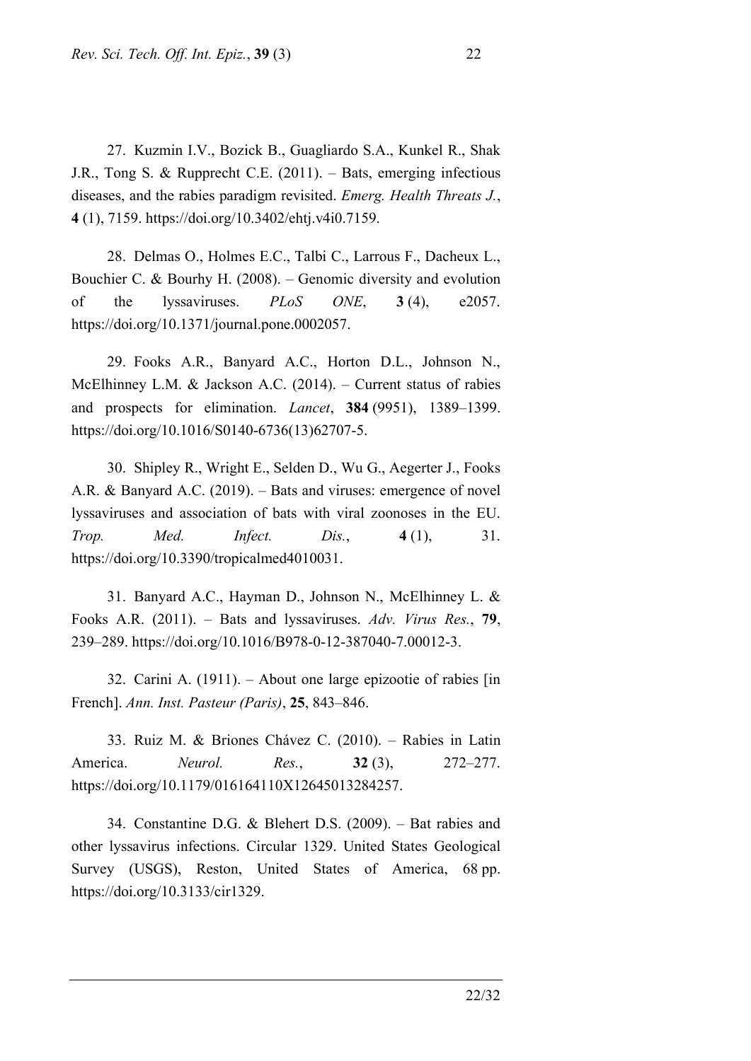27. Kuzmin I.V., Bozick B., Guagliardo S.A., Kunkel R., Shak J.R., Tong S. & Rupprecht C.E. (2011). – Bats, emerging infectious diseases, and the rabies paradigm revisited. *Emerg. Health Threats J.*, **4** (1), 7159. https://doi.org/10.3402/ehtj.v4i0.7159.

28. Delmas O., Holmes E.C., Talbi C., Larrous F., Dacheux L., Bouchier C. & Bourhy H. (2008). – Genomic diversity and evolution of the lyssaviruses. *PLoS ONE*, **3** (4), e2057. https://doi.org/10.1371/journal.pone.0002057.

29. Fooks A.R., Banyard A.C., Horton D.L., Johnson N., McElhinney L.M. & Jackson A.C. (2014). – Current status of rabies and prospects for elimination. *Lancet*, **384** (9951), 1389–1399. https://doi.org/10.1016/S0140-6736(13)62707-5.

30. Shipley R., Wright E., Selden D., Wu G., Aegerter J., Fooks A.R. & Banyard A.C. (2019). – Bats and viruses: emergence of novel lyssaviruses and association of bats with viral zoonoses in the EU. *Trop. Med. Infect. Dis.*, **4** (1), 31. https://doi.org/10.3390/tropicalmed4010031.

31. Banyard A.C., Hayman D., Johnson N., McElhinney L. & Fooks A.R. (2011). – Bats and lyssaviruses. *Adv. Virus Res.*, **79**, 239–289. https://doi.org/10.1016/B978-0-12-387040-7.00012-3.

32. Carini A. (1911). – About one large epizootie of rabies [in French]. *Ann. Inst. Pasteur (Paris)*, **25**, 843–846.

33. Ruiz M. & Briones Chávez C. (2010). – Rabies in Latin America. *Neurol. Res.*, **32** (3), 272–277. https://doi.org/10.1179/016164110X12645013284257.

34. Constantine D.G. & Blehert D.S. (2009). – Bat rabies and other lyssavirus infections. Circular 1329. United States Geological Survey (USGS), Reston, United States of America, 68 pp. https://doi.org/10.3133/cir1329.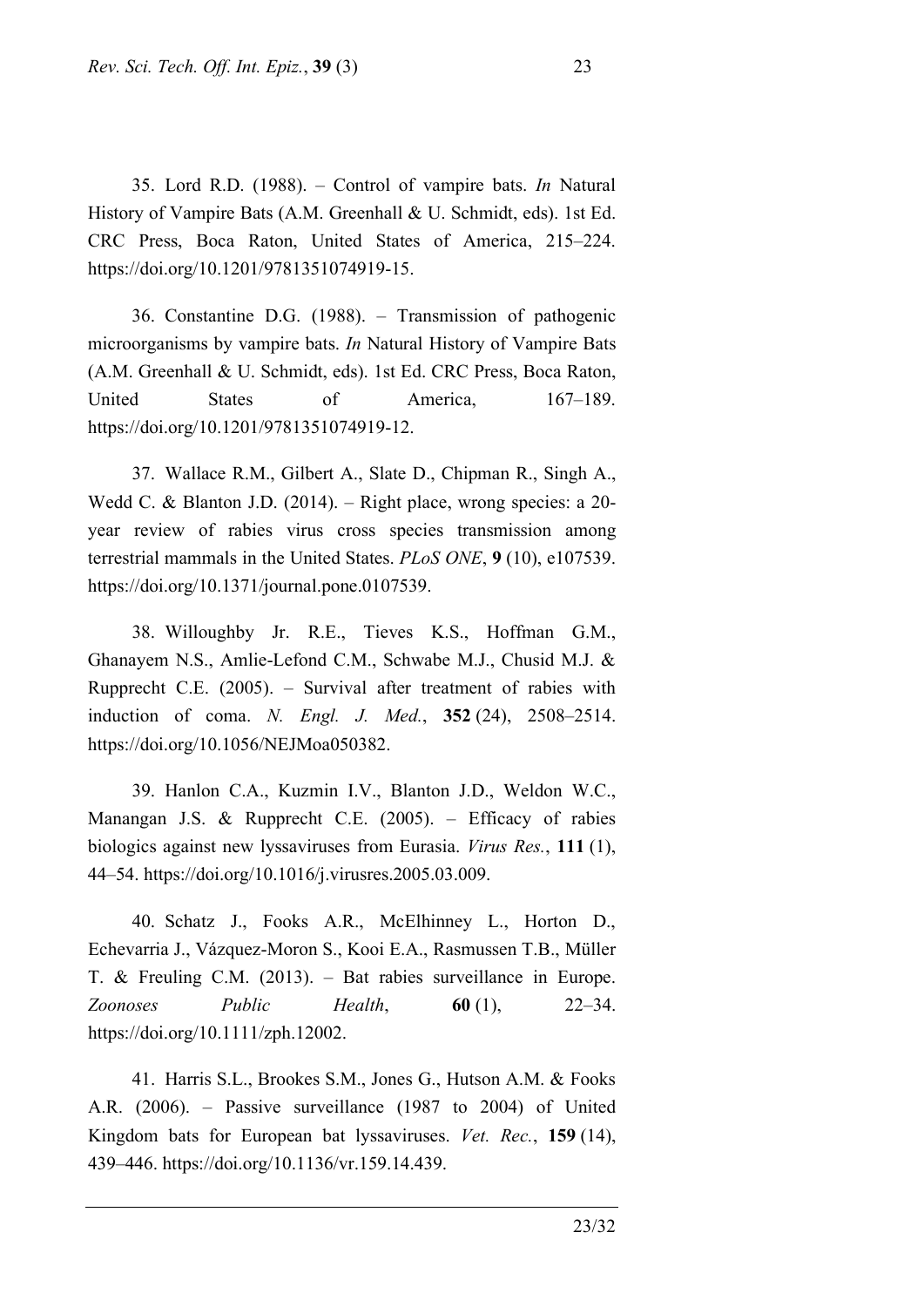35. Lord R.D. (1988). – Control of vampire bats. *In* Natural History of Vampire Bats (A.M. Greenhall & U. Schmidt, eds). 1st Ed. CRC Press, Boca Raton, United States of America, 215–224. https://doi.org/10.1201/9781351074919-15.

36. Constantine D.G. (1988). – Transmission of pathogenic microorganisms by vampire bats. *In* Natural History of Vampire Bats (A.M. Greenhall & U. Schmidt, eds). 1st Ed. CRC Press, Boca Raton, United States of America, 167–189. https://doi.org/10.1201/9781351074919-12.

37. Wallace R.M., Gilbert A., Slate D., Chipman R., Singh A., Wedd C. & Blanton J.D. (2014). – Right place, wrong species: a 20-year review of rabies virus cross species transmission among terrestrial mammals in the United States. *PLoS ONE*, **9** (10), e107539. https://doi.org/10.1371/journal.pone.0107539.

38. Willoughby Jr. R.E., Tieves K.S., Hoffman G.M., Ghanayem N.S., Amlie-Lefond C.M., Schwabe M.J., Chusid M.J. & Rupprecht C.E. (2005). – Survival after treatment of rabies with induction of coma. *N. Engl. J. Med.*, **352** (24), 2508–2514. https://doi.org/10.1056/NEJMoa050382.

39. Hanlon C.A., Kuzmin I.V., Blanton J.D., Weldon W.C., Manangan J.S. & Rupprecht C.E. (2005). – Efficacy of rabies biologics against new lyssaviruses from Eurasia. *Virus Res.*, **111** (1), 44–54. https://doi.org/10.1016/j.virusres.2005.03.009.

40. Schatz J., Fooks A.R., McElhinney L., Horton D., Echevarria J., Vázquez-Moron S., Kooi E.A., Rasmussen T.B., Müller T. & Freuling C.M. (2013). – Bat rabies surveillance in Europe. *Zoonoses Public Health*, **60** (1), 22–34. https://doi.org/10.1111/zph.12002.

41. Harris S.L., Brookes S.M., Jones G., Hutson A.M. & Fooks A.R. (2006). – Passive surveillance (1987 to 2004) of United Kingdom bats for European bat lyssaviruses. *Vet. Rec.*, **159** (14), 439–446. https://doi.org/10.1136/vr.159.14.439.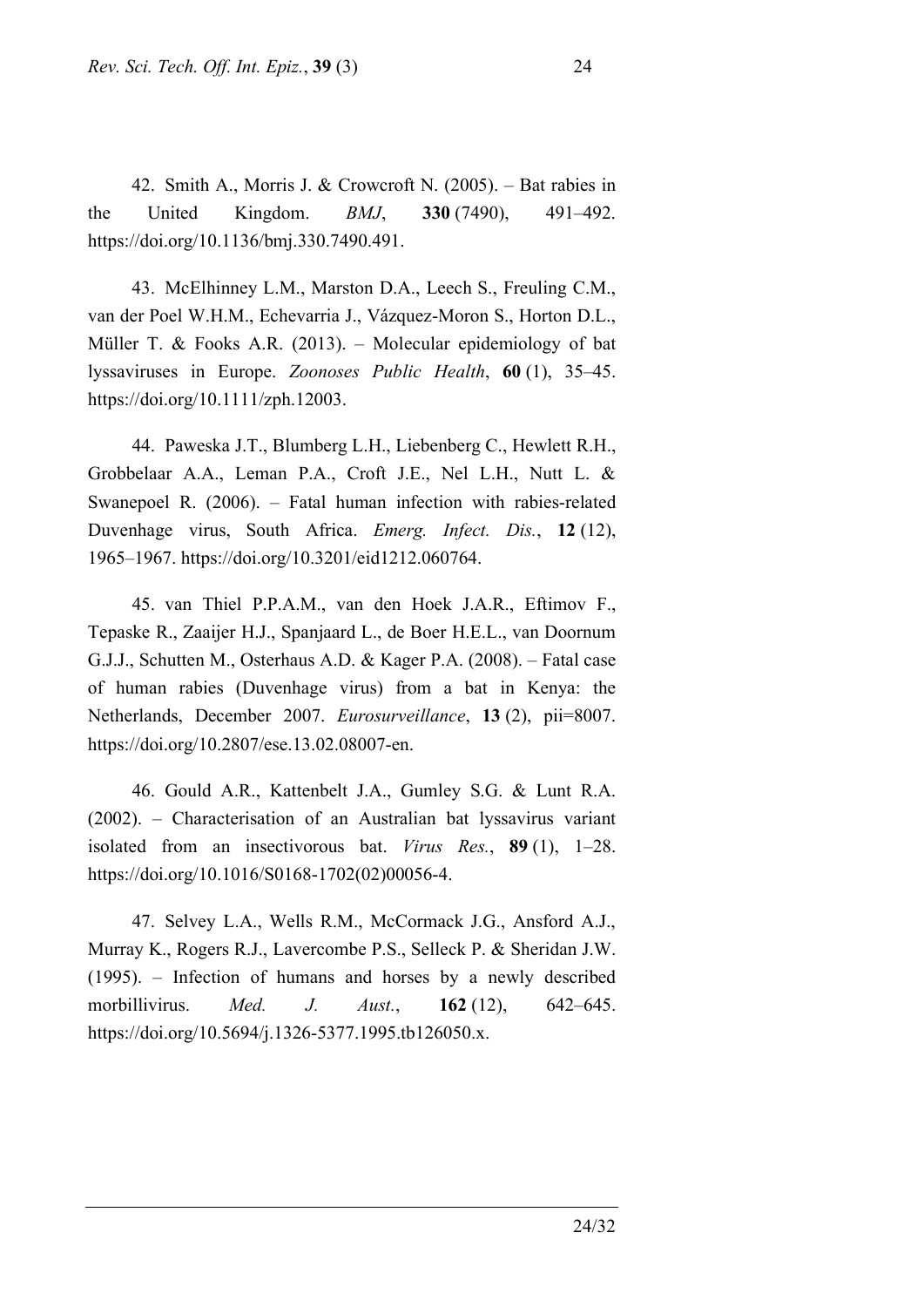42. Smith A., Morris J. & Crowcroft N. (2005). – Bat rabies in the United Kingdom. *BMJ*, **330** (7490), 491–492. https://doi.org/10.1136/bmj.330.7490.491.

43. McElhinney L.M., Marston D.A., Leech S., Freuling C.M., van der Poel W.H.M., Echevarria J., Vázquez-Moron S., Horton D.L., Müller T. & Fooks A.R. (2013). – Molecular epidemiology of bat lyssaviruses in Europe. *Zoonoses Public Health*, **60** (1), 35–45. https://doi.org/10.1111/zph.12003.

44. Paweska J.T., Blumberg L.H., Liebenberg C., Hewlett R.H., Grobbelaar A.A., Leman P.A., Croft J.E., Nel L.H., Nutt L. & Swanepoel R. (2006). – Fatal human infection with rabies-related Duvenhage virus, South Africa. *Emerg. Infect. Dis.*, **12** (12), 1965–1967. https://doi.org/10.3201/eid1212.060764.

45. van Thiel P.P.A.M., van den Hoek J.A.R., Eftimov F., Tepaske R., Zaaijer H.J., Spanjaard L., de Boer H.E.L., van Doornum G.J.J., Schutten M., Osterhaus A.D. & Kager P.A. (2008). – Fatal case of human rabies (Duvenhage virus) from a bat in Kenya: the Netherlands, December 2007. *Eurosurveillance*, **13** (2), pii=8007. https://doi.org/10.2807/ese.13.02.08007-en.

46. Gould A.R., Kattenbelt J.A., Gumley S.G. & Lunt R.A. (2002). – Characterisation of an Australian bat lyssavirus variant isolated from an insectivorous bat. *Virus Res.*, **89** (1), 1–28. https://doi.org/10.1016/S0168-1702(02)00056-4.

47. Selvey L.A., Wells R.M., McCormack J.G., Ansford A.J., Murray K., Rogers R.J., Lavercombe P.S., Selleck P. & Sheridan J.W. (1995). – Infection of humans and horses by a newly described morbillivirus. *Med. J. Aust.*, **162** (12), 642–645. https://doi.org/10.5694/j.1326-5377.1995.tb126050.x.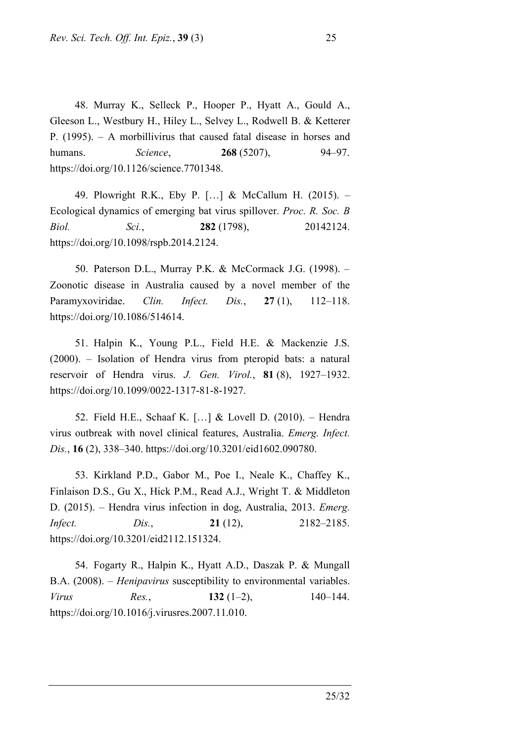48. Murray K., Selleck P., Hooper P., Hyatt A., Gould A., Gleeson L., Westbury H., Hiley L., Selvey L., Rodwell B. & Ketterer P. (1995). – A morbillivirus that caused fatal disease in horses and humans. *Science*, **268** (5207), 94–97. https://doi.org/10.1126/science.7701348.

49. Plowright R.K., Eby P. […] & McCallum H. (2015). – Ecological dynamics of emerging bat virus spillover. *Proc. R. Soc. B Biol. Sci.*, **282** (1798), 20142124. https://doi.org/10.1098/rspb.2014.2124.

50. Paterson D.L., Murray P.K. & McCormack J.G. (1998). – Zoonotic disease in Australia caused by a novel member of the Paramyxoviridae. *Clin. Infect. Dis.*, **27** (1), 112–118. https://doi.org/10.1086/514614.

51. Halpin K., Young P.L., Field H.E. & Mackenzie J.S. (2000). – Isolation of Hendra virus from pteropid bats: a natural reservoir of Hendra virus. *J. Gen. Virol.*, **81** (8), 1927–1932. https://doi.org/10.1099/0022-1317-81-8-1927.

52. Field H.E., Schaaf K. […] & Lovell D. (2010). – Hendra virus outbreak with novel clinical features, Australia. *Emerg. Infect. Dis.*, **16** (2), 338–340. https://doi.org/10.3201/eid1602.090780.

53. Kirkland P.D., Gabor M., Poe I., Neale K., Chaffey K., Finlaison D.S., Gu X., Hick P.M., Read A.J., Wright T. & Middleton D. (2015). – Hendra virus infection in dog, Australia, 2013. *Emerg. Infect. Dis.*, **21** (12), 2182–2185. https://doi.org/10.3201/eid2112.151324.

54. Fogarty R., Halpin K., Hyatt A.D., Daszak P. & Mungall B.A. (2008). – *Henipavirus* susceptibility to environmental variables. *Virus Res.*, **132** (1–2), 140–144. https://doi.org/10.1016/j.virusres.2007.11.010.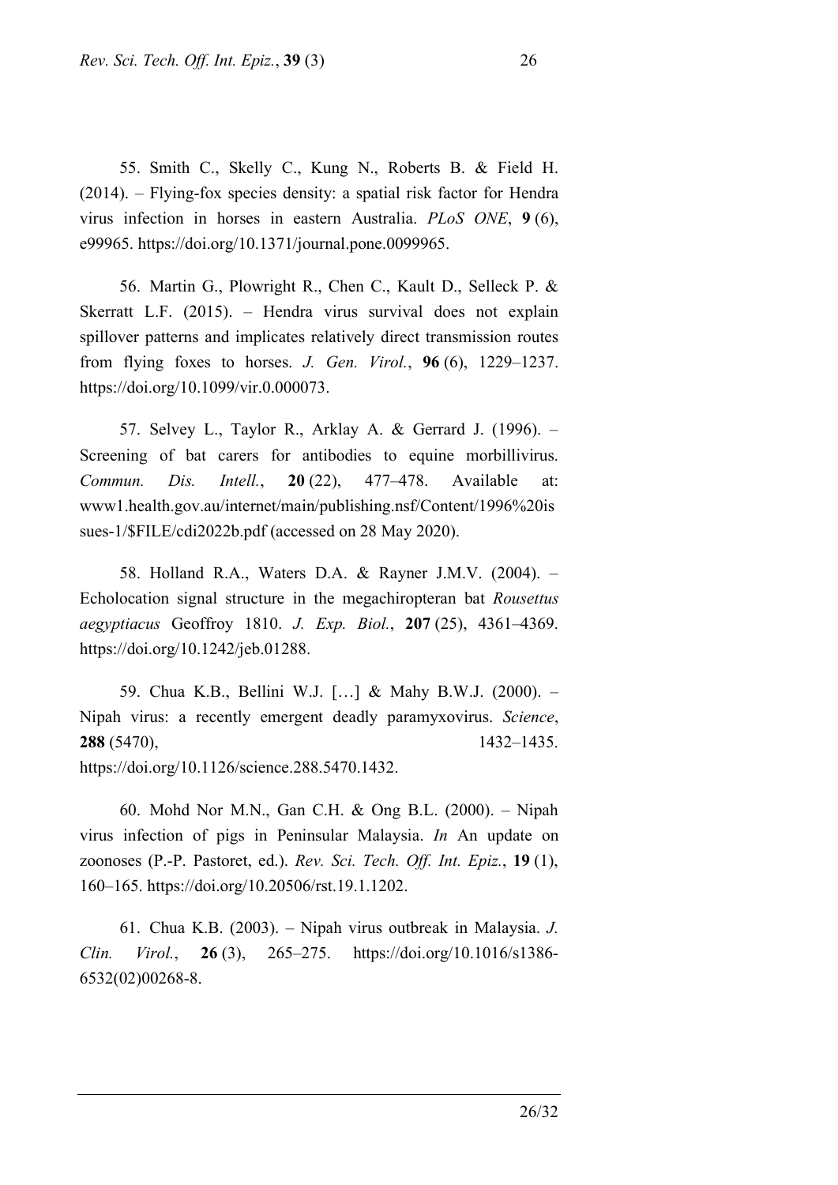55. Smith C., Skelly C., Kung N., Roberts B. & Field H. (2014). – Flying-fox species density: a spatial risk factor for Hendra virus infection in horses in eastern Australia. *PLoS ONE*, **9** (6), e99965. https://doi.org/10.1371/journal.pone.0099965.

56. Martin G., Plowright R., Chen C., Kault D., Selleck P. & Skerratt L.F. (2015). – Hendra virus survival does not explain spillover patterns and implicates relatively direct transmission routes from flying foxes to horses. *J. Gen. Virol.*, **96** (6), 1229–1237. https://doi.org/10.1099/vir.0.000073.

57. Selvey L., Taylor R., Arklay A. & Gerrard J. (1996). – Screening of bat carers for antibodies to equine morbillivirus. *Commun. Dis. Intell.*, **20** (22), 477–478. Available at: www1.health.gov.au/internet/main/publishing.nsf/Content/1996%20issues-1/$FILE/cdi2022b.pdf (accessed on 28 May 2020).

58. Holland R.A., Waters D.A. & Rayner J.M.V. (2004). – Echolocation signal structure in the megachiropteran bat *Rousettus aegyptiacus* Geoffroy 1810. *J. Exp. Biol.*, **207** (25), 4361–4369. https://doi.org/10.1242/jeb.01288.

59. Chua K.B., Bellini W.J. […] & Mahy B.W.J. (2000). – Nipah virus: a recently emergent deadly paramyxovirus. *Science*, **288** (5470), 1432–1435. https://doi.org/10.1126/science.288.5470.1432.

60. Mohd Nor M.N., Gan C.H. & Ong B.L. (2000). – Nipah virus infection of pigs in Peninsular Malaysia. *In* An update on zoonoses (P.-P. Pastoret, ed.). *Rev. Sci. Tech. Off. Int. Epiz.*, **19** (1), 160–165. https://doi.org/10.20506/rst.19.1.1202.

61. Chua K.B. (2003). – Nipah virus outbreak in Malaysia. *J. Clin. Virol.*, **26** (3), 265–275. https://doi.org/10.1016/s1386-6532(02)00268-8.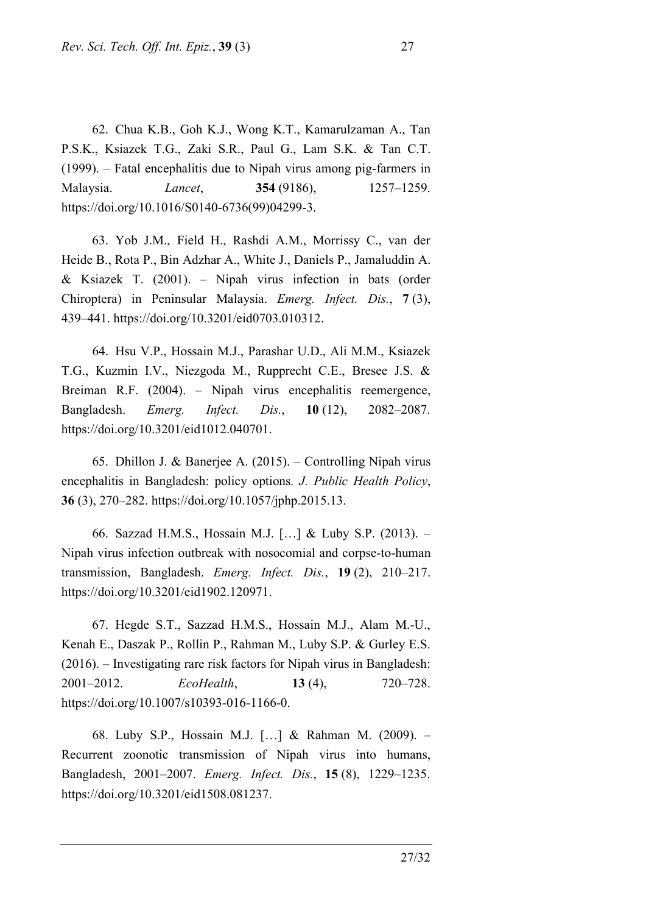62. Chua K.B., Goh K.J., Wong K.T., Kamarulzaman A., Tan P.S.K., Ksiazek T.G., Zaki S.R., Paul G., Lam S.K. & Tan C.T. (1999). – Fatal encephalitis due to Nipah virus among pig-farmers in Malaysia. *Lancet*, **354** (9186), 1257–1259. https://doi.org/10.1016/S0140-6736(99)04299-3.

63. Yob J.M., Field H., Rashdi A.M., Morrissy C., van der Heide B., Rota P., Bin Adzhar A., White J., Daniels P., Jamaluddin A. & Ksiazek T. (2001). – Nipah virus infection in bats (order Chiroptera) in Peninsular Malaysia. *Emerg. Infect. Dis.*, **7** (3), 439–441. https://doi.org/10.3201/eid0703.010312.

64. Hsu V.P., Hossain M.J., Parashar U.D., Ali M.M., Ksiazek T.G., Kuzmin I.V., Niezgoda M., Rupprecht C.E., Bresee J.S. & Breiman R.F. (2004). – Nipah virus encephalitis reemergence, Bangladesh. *Emerg. Infect. Dis.*, **10** (12), 2082–2087. https://doi.org/10.3201/eid1012.040701.

65. Dhillon J. & Banerjee A. (2015). – Controlling Nipah virus encephalitis in Bangladesh: policy options. *J. Public Health Policy*, **36** (3), 270–282. https://doi.org/10.1057/jphp.2015.13.

66. Sazzad H.M.S., Hossain M.J. […] & Luby S.P. (2013). – Nipah virus infection outbreak with nosocomial and corpse-to-human transmission, Bangladesh. *Emerg. Infect. Dis.*, **19** (2), 210–217. https://doi.org/10.3201/eid1902.120971.

67. Hegde S.T., Sazzad H.M.S., Hossain M.J., Alam M.-U., Kenah E., Daszak P., Rollin P., Rahman M., Luby S.P. & Gurley E.S. (2016). – Investigating rare risk factors for Nipah virus in Bangladesh: 2001–2012. *EcoHealth*, **13** (4), 720–728. https://doi.org/10.1007/s10393-016-1166-0.

68. Luby S.P., Hossain M.J. […] & Rahman M. (2009). – Recurrent zoonotic transmission of Nipah virus into humans, Bangladesh, 2001–2007. *Emerg. Infect. Dis.*, **15** (8), 1229–1235. https://doi.org/10.3201/eid1508.081237.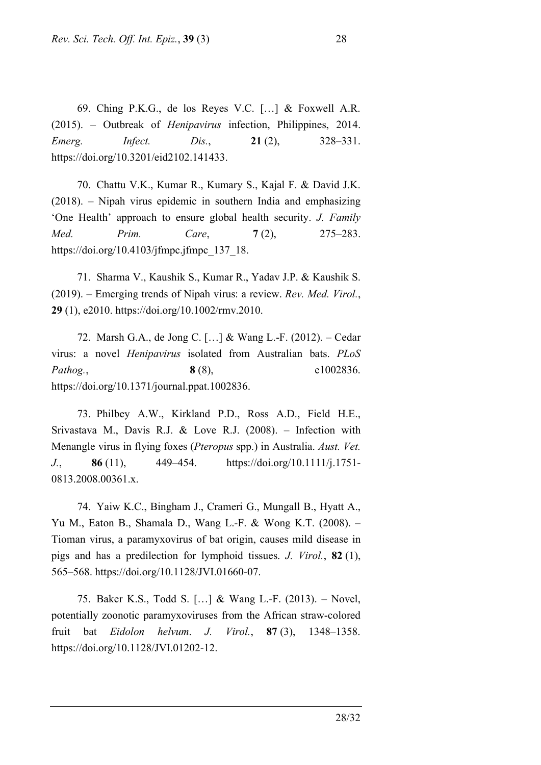69. Ching P.K.G., de los Reyes V.C. […] & Foxwell A.R. (2015). – Outbreak of *Henipavirus* infection, Philippines, 2014. *Emerg. Infect. Dis.*, **21** (2), 328–331. https://doi.org/10.3201/eid2102.141433.

70. Chattu V.K., Kumar R., Kumary S., Kajal F. & David J.K. (2018). – Nipah virus epidemic in southern India and emphasizing 'One Health' approach to ensure global health security. *J. Family Med. Prim. Care*, **7** (2), 275–283. https://doi.org/10.4103/jfmpc.jfmpc_137_18.

71. Sharma V., Kaushik S., Kumar R., Yadav J.P. & Kaushik S. (2019). – Emerging trends of Nipah virus: a review. *Rev. Med. Virol.*, **29** (1), e2010. https://doi.org/10.1002/rmv.2010.

72. Marsh G.A., de Jong C. […] & Wang L.-F. (2012). – Cedar virus: a novel *Henipavirus* isolated from Australian bats. *PLoS Pathog.*, **8** (8), e1002836. https://doi.org/10.1371/journal.ppat.1002836.

73. Philbey A.W., Kirkland P.D., Ross A.D., Field H.E., Srivastava M., Davis R.J. & Love R.J. (2008). – Infection with Menangle virus in flying foxes (*Pteropus* spp.) in Australia. *Aust. Vet. J.*, **86** (11), 449–454. https://doi.org/10.1111/j.1751-0813.2008.00361.x.

74. Yaiw K.C., Bingham J., Crameri G., Mungall B., Hyatt A., Yu M., Eaton B., Shamala D., Wang L.-F. & Wong K.T. (2008). – Tioman virus, a paramyxovirus of bat origin, causes mild disease in pigs and has a predilection for lymphoid tissues. *J. Virol.*, **82** (1), 565–568. https://doi.org/10.1128/JVI.01660-07.

75. Baker K.S., Todd S. […] & Wang L.-F. (2013). – Novel, potentially zoonotic paramyxoviruses from the African straw-colored fruit bat *Eidolon helvum*. *J. Virol.*, **87** (3), 1348–1358. https://doi.org/10.1128/JVI.01202-12.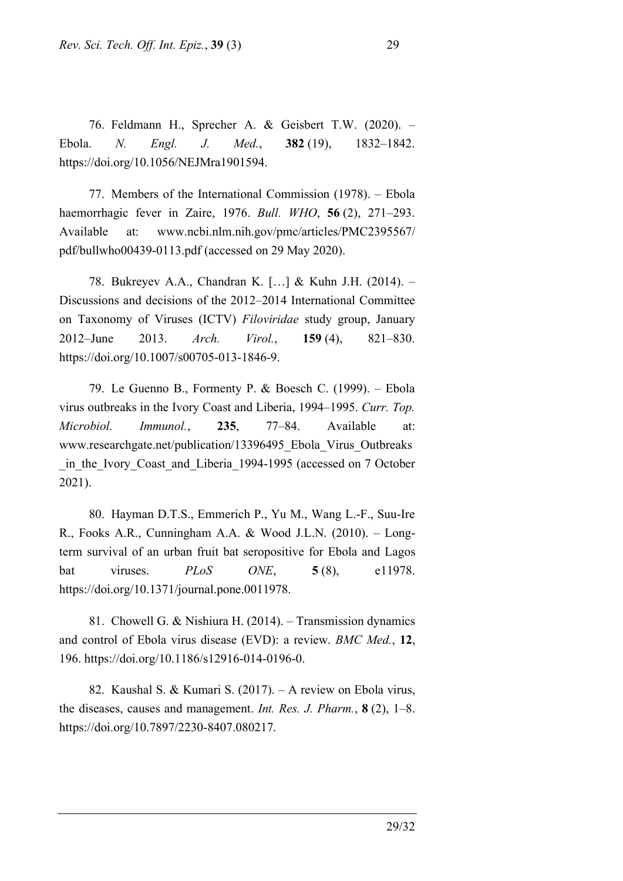76. Feldmann H., Sprecher A. & Geisbert T.W. (2020). – Ebola. *N. Engl. J. Med.*, **382** (19), 1832–1842. https://doi.org/10.1056/NEJMra1901594.

77. Members of the International Commission (1978). – Ebola haemorrhagic fever in Zaire, 1976. *Bull. WHO*, **56** (2), 271–293. Available at: www.ncbi.nlm.nih.gov/pmc/articles/PMC2395567/pdf/bullwho00439-0113.pdf (accessed on 29 May 2020).

78. Bukreyev A.A., Chandran K. […] & Kuhn J.H. (2014). – Discussions and decisions of the 2012–2014 International Committee on Taxonomy of Viruses (ICTV) *Filoviridae* study group, January 2012–June 2013. *Arch. Virol.*, **159** (4), 821–830. https://doi.org/10.1007/s00705-013-1846-9.

79. Le Guenno B., Formenty P. & Boesch C. (1999). – Ebola virus outbreaks in the Ivory Coast and Liberia, 1994–1995. *Curr. Top. Microbiol. Immunol.*, **235**, 77–84. Available at: www.researchgate.net/publication/13396495_Ebola_Virus_Outbreaks_in_the_Ivory_Coast_and_Liberia_1994-1995 (accessed on 7 October 2021).

80. Hayman D.T.S., Emmerich P., Yu M., Wang L.-F., Suu-Ire R., Fooks A.R., Cunningham A.A. & Wood J.L.N. (2010). – Long-term survival of an urban fruit bat seropositive for Ebola and Lagos bat viruses. *PLoS ONE*, **5** (8), e11978. https://doi.org/10.1371/journal.pone.0011978.

81. Chowell G. & Nishiura H. (2014). – Transmission dynamics and control of Ebola virus disease (EVD): a review. *BMC Med.*, **12**, 196. https://doi.org/10.1186/s12916-014-0196-0.

82. Kaushal S. & Kumari S. (2017). – A review on Ebola virus, the diseases, causes and management. *Int. Res. J. Pharm.*, **8** (2), 1–8. https://doi.org/10.7897/2230-8407.080217.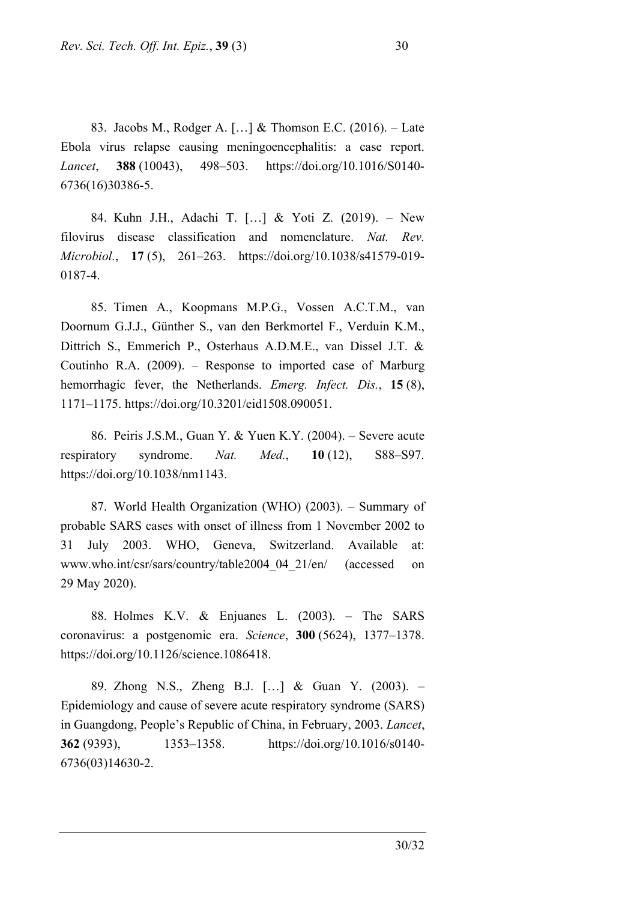83. Jacobs M., Rodger A. […] & Thomson E.C. (2016). – Late Ebola virus relapse causing meningoencephalitis: a case report. *Lancet*, **388** (10043), 498–503. https://doi.org/10.1016/S0140-6736(16)30386-5.

84. Kuhn J.H., Adachi T. […] & Yoti Z. (2019). – New filovirus disease classification and nomenclature. *Nat. Rev. Microbiol.*, **17** (5), 261–263. https://doi.org/10.1038/s41579-019-0187-4.

85. Timen A., Koopmans M.P.G., Vossen A.C.T.M., van Doornum G.J.J., Günther S., van den Berkmortel F., Verduin K.M., Dittrich S., Emmerich P., Osterhaus A.D.M.E., van Dissel J.T. & Coutinho R.A. (2009). – Response to imported case of Marburg hemorrhagic fever, the Netherlands. *Emerg. Infect. Dis.*, **15** (8), 1171–1175. https://doi.org/10.3201/eid1508.090051.

86. Peiris J.S.M., Guan Y. & Yuen K.Y. (2004). – Severe acute respiratory syndrome. *Nat. Med.*, **10** (12), S88–S97. https://doi.org/10.1038/nm1143.

87. World Health Organization (WHO) (2003). – Summary of probable SARS cases with onset of illness from 1 November 2002 to 31 July 2003. WHO, Geneva, Switzerland. Available at: www.who.int/csr/sars/country/table2004_04_21/en/ (accessed on 29 May 2020).

88. Holmes K.V. & Enjuanes L. (2003). – The SARS coronavirus: a postgenomic era. *Science*, **300** (5624), 1377–1378. https://doi.org/10.1126/science.1086418.

89. Zhong N.S., Zheng B.J. […] & Guan Y. (2003). – Epidemiology and cause of severe acute respiratory syndrome (SARS) in Guangdong, People's Republic of China, in February, 2003. *Lancet*, **362** (9393), 1353–1358. https://doi.org/10.1016/s0140-6736(03)14630-2.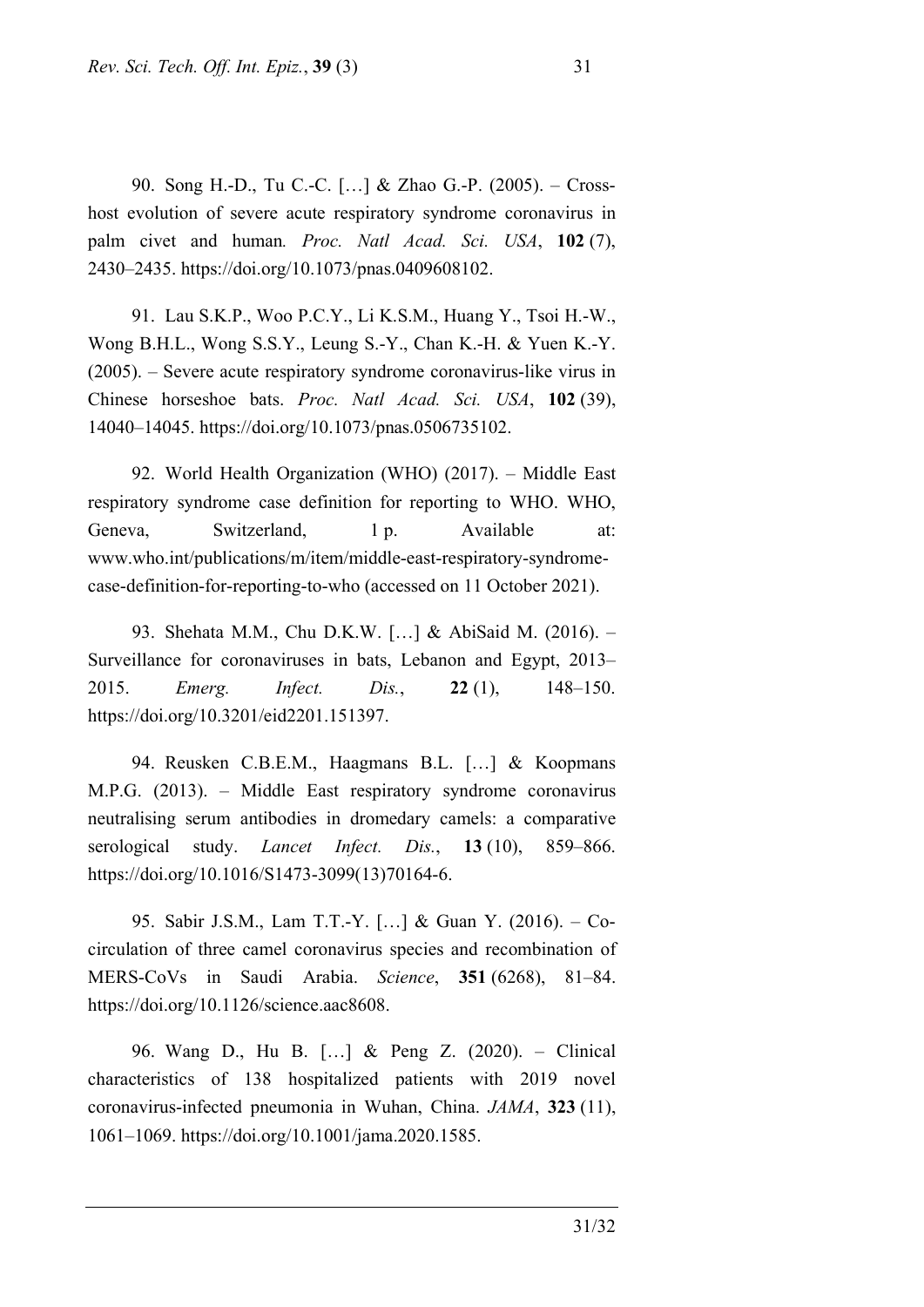90. Song H.-D., Tu C.-C. […] & Zhao G.-P. (2005). – Cross-host evolution of severe acute respiratory syndrome coronavirus in palm civet and human. *Proc. Natl Acad. Sci. USA*, **102** (7), 2430–2435. https://doi.org/10.1073/pnas.0409608102.

91. Lau S.K.P., Woo P.C.Y., Li K.S.M., Huang Y., Tsoi H.-W., Wong B.H.L., Wong S.S.Y., Leung S.-Y., Chan K.-H. & Yuen K.-Y. (2005). – Severe acute respiratory syndrome coronavirus-like virus in Chinese horseshoe bats. *Proc. Natl Acad. Sci. USA*, **102** (39), 14040–14045. https://doi.org/10.1073/pnas.0506735102.

92. World Health Organization (WHO) (2017). – Middle East respiratory syndrome case definition for reporting to WHO. WHO, Geneva, Switzerland, 1 p. Available at: www.who.int/publications/m/item/middle-east-respiratory-syndrome-case-definition-for-reporting-to-who (accessed on 11 October 2021).

93. Shehata M.M., Chu D.K.W. […] & AbiSaid M. (2016). – Surveillance for coronaviruses in bats, Lebanon and Egypt, 2013–2015. *Emerg. Infect. Dis.*, **22** (1), 148–150. https://doi.org/10.3201/eid2201.151397.

94. Reusken C.B.E.M., Haagmans B.L. […] & Koopmans M.P.G. (2013). – Middle East respiratory syndrome coronavirus neutralising serum antibodies in dromedary camels: a comparative serological study. *Lancet Infect. Dis.*, **13** (10), 859–866. https://doi.org/10.1016/S1473-3099(13)70164-6.

95. Sabir J.S.M., Lam T.T.-Y. […] & Guan Y. (2016). – Co-circulation of three camel coronavirus species and recombination of MERS-CoVs in Saudi Arabia. *Science*, **351** (6268), 81–84. https://doi.org/10.1126/science.aac8608.

96. Wang D., Hu B. […] & Peng Z. (2020). – Clinical characteristics of 138 hospitalized patients with 2019 novel coronavirus-infected pneumonia in Wuhan, China. *JAMA*, **323** (11), 1061–1069. https://doi.org/10.1001/jama.2020.1585.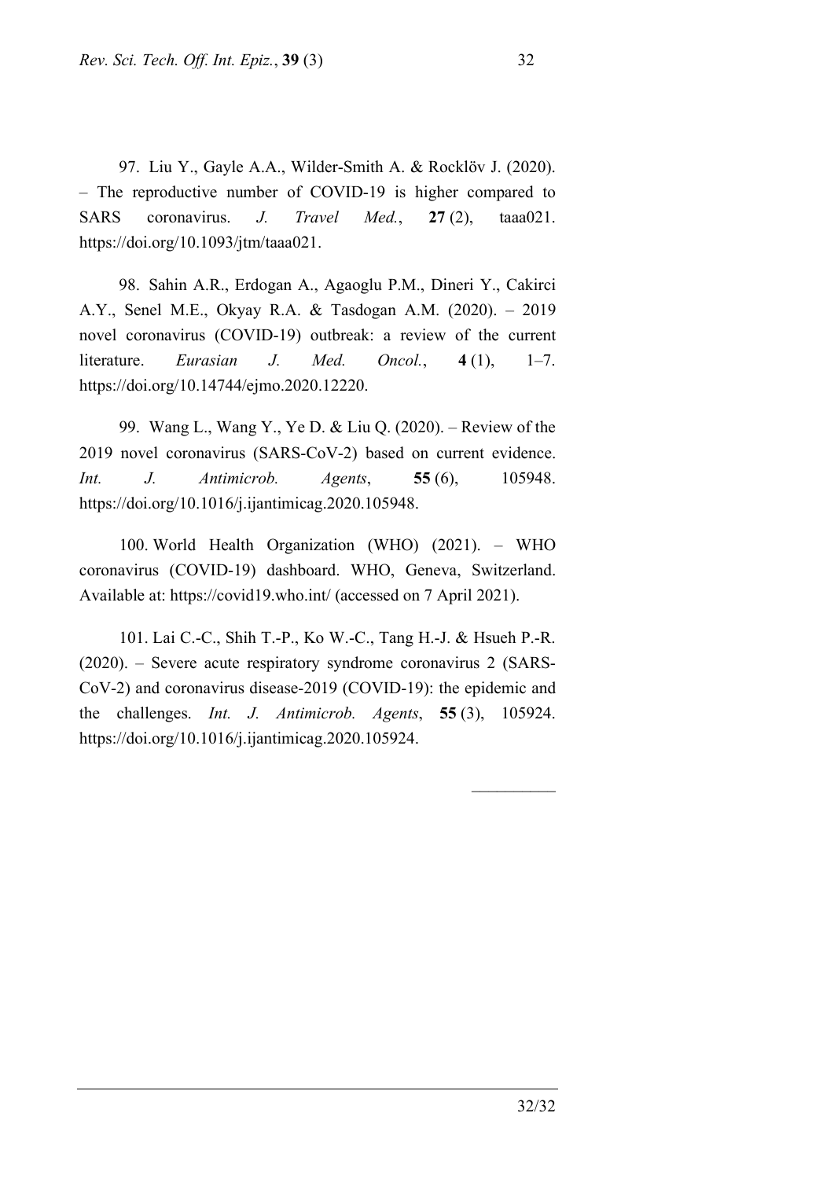97. Liu Y., Gayle A.A., Wilder-Smith A. & Rocklöv J. (2020). – The reproductive number of COVID-19 is higher compared to SARS coronavirus. *J. Travel Med.*, **27** (2), taaa021. https://doi.org/10.1093/jtm/taaa021.

98. Sahin A.R., Erdogan A., Agaoglu P.M., Dineri Y., Cakirci A.Y., Senel M.E., Okyay R.A. & Tasdogan A.M. (2020). – 2019 novel coronavirus (COVID-19) outbreak: a review of the current literature. *Eurasian J. Med. Oncol.*, **4** (1), 1–7. https://doi.org/10.14744/ejmo.2020.12220.

99. Wang L., Wang Y., Ye D. & Liu Q. (2020). – Review of the 2019 novel coronavirus (SARS-CoV-2) based on current evidence. *Int. J. Antimicrob. Agents*, **55** (6), 105948. https://doi.org/10.1016/j.ijantimicag.2020.105948.

100. World Health Organization (WHO) (2021). – WHO coronavirus (COVID-19) dashboard. WHO, Geneva, Switzerland. Available at: https://covid19.who.int/ (accessed on 7 April 2021).

101. Lai C.-C., Shih T.-P., Ko W.-C., Tang H.-J. & Hsueh P.-R. (2020). – Severe acute respiratory syndrome coronavirus 2 (SARS-CoV-2) and coronavirus disease-2019 (COVID-19): the epidemic and the challenges. *Int. J. Antimicrob. Agents*, **55** (3), 105924. https://doi.org/10.1016/j.ijantimicag.2020.105924.

__________